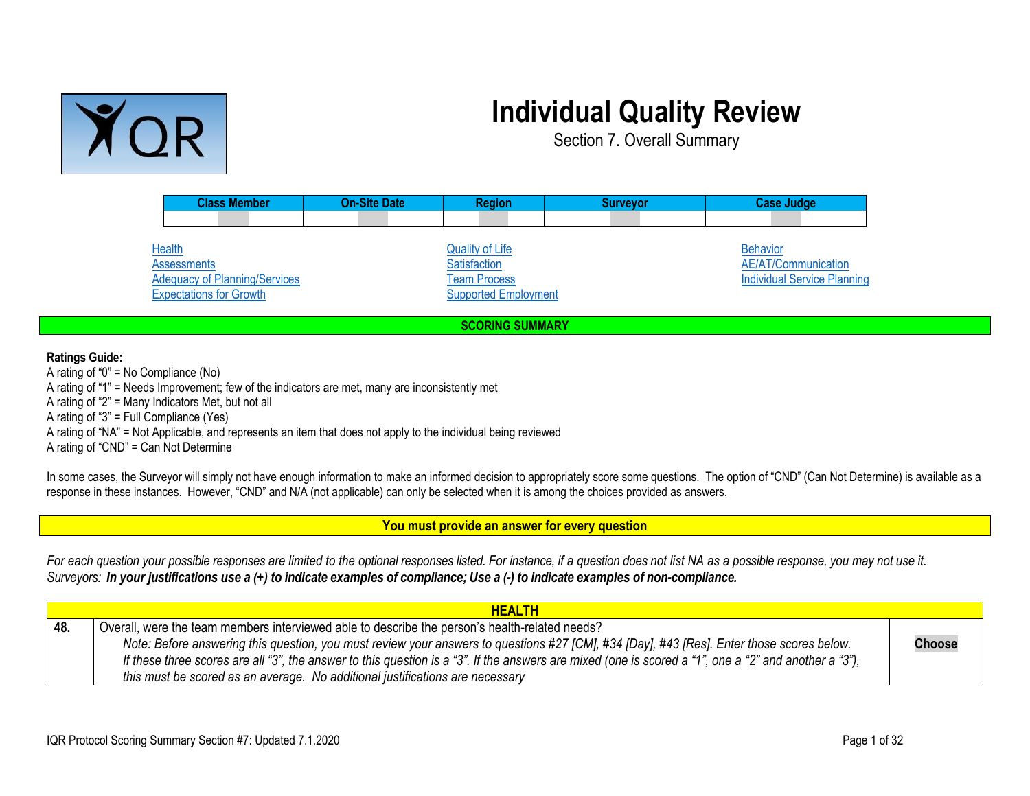# Individual Quality Review

## Section 7. Overall Summary

| Class Member | On-Site Date | Region | Surveyor | Case Judge |
|---|---|---|---|---|
| | | | | |

Health
Assessments
Adequacy of Planning/Services
Expectations for Growth
Quality of Life
Satisfaction
Team Process
Supported Employment
Behavior
AE/AT/Communication
Individual Service Planning

## SCORING SUMMARY

**Ratings Guide:**
A rating of "0" = No Compliance (No)
A rating of "1" = Needs Improvement; few of the indicators are met, many are inconsistently met
A rating of "2" = Many Indicators Met, but not all
A rating of "3" = Full Compliance (Yes)
A rating of "NA" = Not Applicable, and represents an item that does not apply to the individual being reviewed
A rating of "CND" = Can Not Determine

In some cases, the Surveyor will simply not have enough information to make an informed decision to appropriately score some questions. The option of "CND" (Can Not Determine) is available as a response in these instances. However, "CND" and N/A (not applicable) can only be selected when it is among the choices provided as answers.

**You must provide an answer for every question**

*For each question your possible responses are limited to the optional responses listed. For instance, if a question does not list NA as a possible response, you may not use it.*
*Surveyors:* ***In your justifications use a (+) to indicate examples of compliance; Use a (-) to indicate examples of non-compliance.***

| HEALTH | | |
|---|---|---|
| **48.** | Overall, were the team members interviewed able to describe the person's health-related needs? *Note: Before answering this question, you must review your answers to questions #27 [CM], #34 [Day], #43 [Res]. Enter those scores below. If these three scores are all "3", the answer to this question is a "3". If the answers are mixed (one is scored a "1", one a "2" and another a "3"), this must be scored as an average. No additional justifications are necessary* | **Choose** |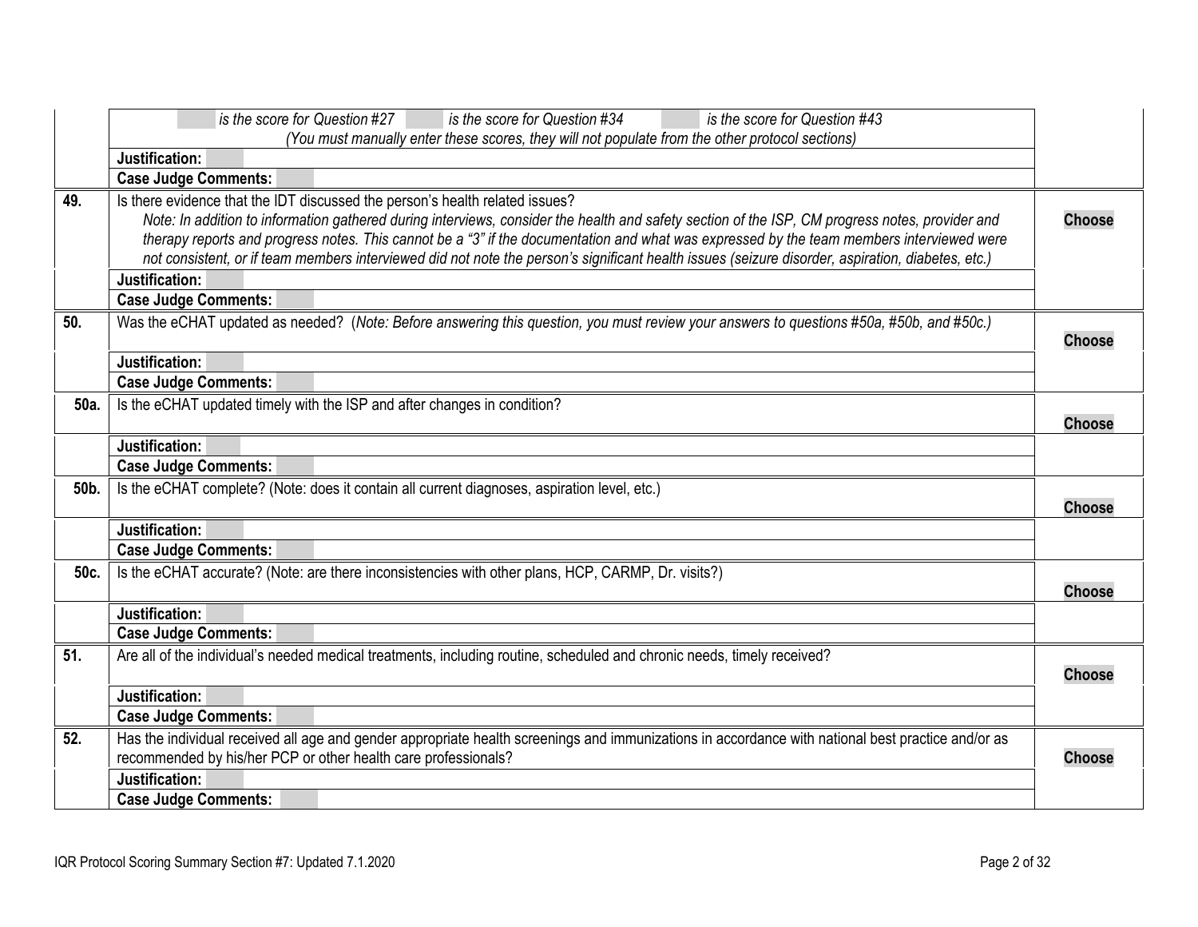| | | |
|---|---|---|
| | _____ *is the score for Question #27* _____ *is the score for Question #34* _____ *is the score for Question #43* *(You must manually enter these scores, they will not populate from the other protocol sections)* | |
| | **Justification:** | |
| | **Case Judge Comments:** | |
| **49.** | Is there evidence that the IDT discussed the person's health related issues? *Note: In addition to information gathered during interviews, consider the health and safety section of the ISP, CM progress notes, provider and therapy reports and progress notes. This cannot be a "3" if the documentation and what was expressed by the team members interviewed were not consistent, or if team members interviewed did not note the person's significant health issues (seizure disorder, aspiration, diabetes, etc.)* | **Choose** |
| | **Justification:** | |
| | **Case Judge Comments:** | |
| **50.** | Was the eCHAT updated as needed? (*Note: Before answering this question, you must review your answers to questions #50a, #50b, and #50c.)* | **Choose** |
| | **Justification:** | |
| | **Case Judge Comments:** | |
| **50a.** | Is the eCHAT updated timely with the ISP and after changes in condition? | **Choose** |
| | **Justification:** | |
| | **Case Judge Comments:** | |
| **50b.** | Is the eCHAT complete? (Note: does it contain all current diagnoses, aspiration level, etc.) | **Choose** |
| | **Justification:** | |
| | **Case Judge Comments:** | |
| **50c.** | Is the eCHAT accurate? (Note: are there inconsistencies with other plans, HCP, CARMP, Dr. visits?) | **Choose** |
| | **Justification:** | |
| | **Case Judge Comments:** | |
| **51.** | Are all of the individual's needed medical treatments, including routine, scheduled and chronic needs, timely received? | **Choose** |
| | **Justification:** | |
| | **Case Judge Comments:** | |
| **52.** | Has the individual received all age and gender appropriate health screenings and immunizations in accordance with national best practice and/or as recommended by his/her PCP or other health care professionals? | **Choose** |
| | **Justification:** | |
| | **Case Judge Comments:** | |

IQR Protocol Scoring Summary Section #7: Updated 7.1.2020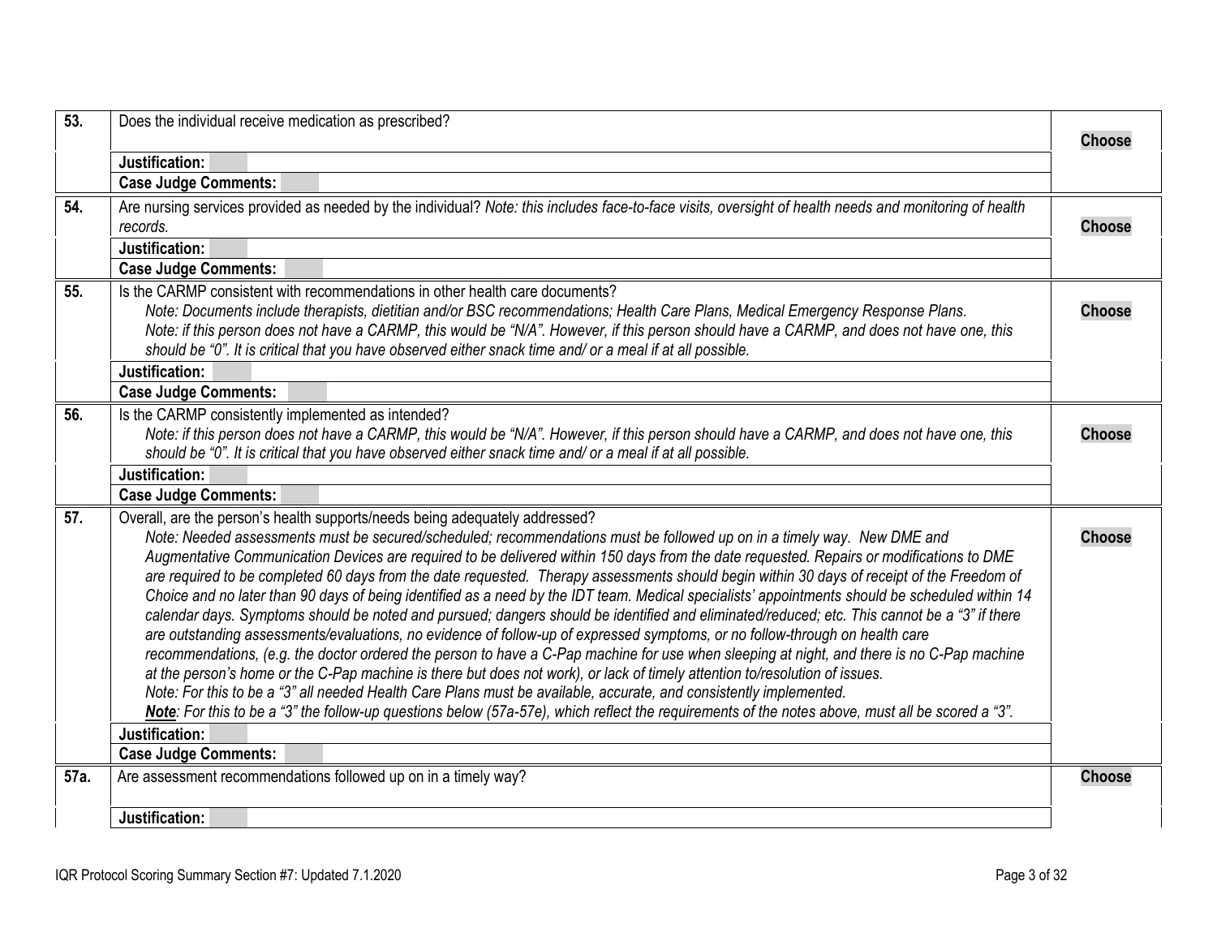| | | |
|---|---|---|
| **53.** | Does the individual receive medication as prescribed? | **Choose** |
| | **Justification:** | |
| | **Case Judge Comments:** | |
| **54.** | Are nursing services provided as needed by the individual? *Note: this includes face-to-face visits, oversight of health needs and monitoring of health records.* | **Choose** |
| | **Justification:** | |
| | **Case Judge Comments:** | |
| **55.** | Is the CARMP consistent with recommendations in other health care documents?<br>*Note: Documents include therapists, dietitian and/or BSC recommendations; Health Care Plans, Medical Emergency Response Plans.*<br>*Note: if this person does not have a CARMP, this would be "N/A". However, if this person should have a CARMP, and does not have one, this should be "0". It is critical that you have observed either snack time and/ or a meal if at all possible.* | **Choose** |
| | **Justification:** | |
| | **Case Judge Comments:** | |
| **56.** | Is the CARMP consistently implemented as intended?<br>*Note: if this person does not have a CARMP, this would be "N/A". However, if this person should have a CARMP, and does not have one, this should be "0". It is critical that you have observed either snack time and/ or a meal if at all possible.* | **Choose** |
| | **Justification:** | |
| | **Case Judge Comments:** | |
| **57.** | Overall, are the person's health supports/needs being adequately addressed?<br>*Note: Needed assessments must be secured/scheduled; recommendations must be followed up on in a timely way. New DME and Augmentative Communication Devices are required to be delivered within 150 days from the date requested. Repairs or modifications to DME are required to be completed 60 days from the date requested. Therapy assessments should begin within 30 days of receipt of the Freedom of Choice and no later than 90 days of being identified as a need by the IDT team. Medical specialists' appointments should be scheduled within 14 calendar days. Symptoms should be noted and pursued; dangers should be identified and eliminated/reduced; etc. This cannot be a "3" if there are outstanding assessments/evaluations, no evidence of follow-up of expressed symptoms, or no follow-through on health care recommendations, (e.g. the doctor ordered the person to have a C-Pap machine for use when sleeping at night, and there is no C-Pap machine at the person's home or the C-Pap machine is there but does not work), or lack of timely attention to/resolution of issues.*<br>*Note: For this to be a "3" all needed Health Care Plans must be available, accurate, and consistently implemented.*<br>***Note**: For this to be a "3" the follow-up questions below (57a-57e), which reflect the requirements of the notes above, must all be scored a "3".* | **Choose** |
| | **Justification:** | |
| | **Case Judge Comments:** | |
| **57a.** | Are assessment recommendations followed up on in a timely way? | **Choose** |
| | **Justification:** | |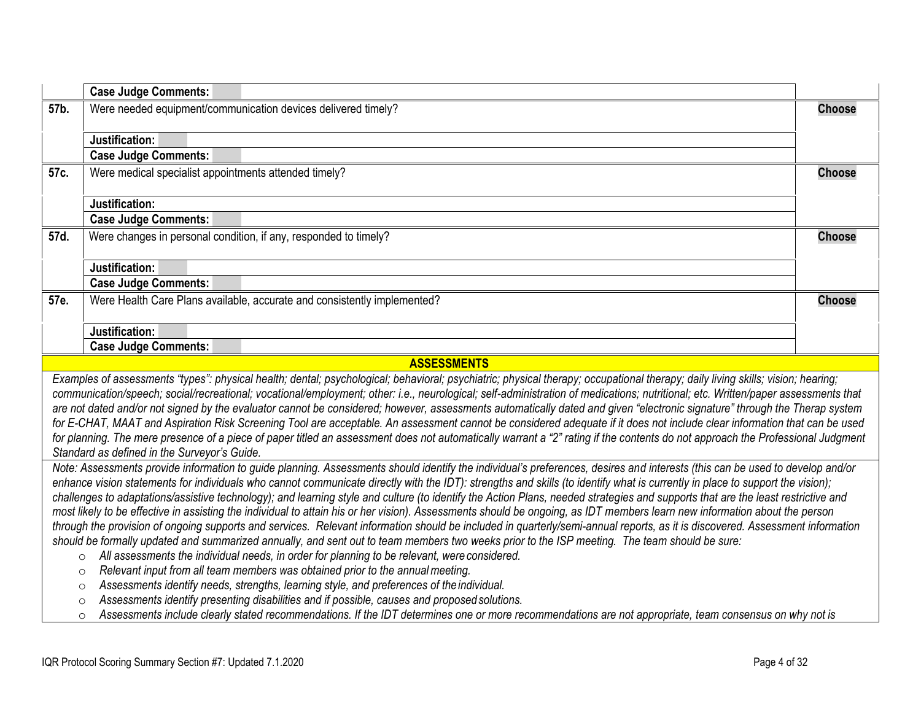| | | |
|---|---|---|
| | **Case Judge Comments:** | |
| **57b.** | Were needed equipment/communication devices delivered timely? | **Choose** |
| | **Justification:** | |
| | **Case Judge Comments:** | |
| **57c.** | Were medical specialist appointments attended timely? | **Choose** |
| | **Justification:** | |
| | **Case Judge Comments:** | |
| **57d.** | Were changes in personal condition, if any, responded to timely? | **Choose** |
| | **Justification:** | |
| | **Case Judge Comments:** | |
| **57e.** | Were Health Care Plans available, accurate and consistently implemented? | **Choose** |
| | **Justification:** | |
| | **Case Judge Comments:** | |

## ASSESSMENTS

*Examples of assessments "types": physical health; dental; psychological; behavioral; psychiatric; physical therapy; occupational therapy; daily living skills; vision; hearing; communication/speech; social/recreational; vocational/employment; other: i.e., neurological; self-administration of medications; nutritional; etc. Written/paper assessments that are not dated and/or not signed by the evaluator cannot be considered; however, assessments automatically dated and given "electronic signature" through the Therap system for E-CHAT, MAAT and Aspiration Risk Screening Tool are acceptable. An assessment cannot be considered adequate if it does not include clear information that can be used for planning. The mere presence of a piece of paper titled an assessment does not automatically warrant a "2" rating if the contents do not approach the Professional Judgment Standard as defined in the Surveyor's Guide.*

*Note: Assessments provide information to guide planning. Assessments should identify the individual's preferences, desires and interests (this can be used to develop and/or enhance vision statements for individuals who cannot communicate directly with the IDT): strengths and skills (to identify what is currently in place to support the vision); challenges to adaptations/assistive technology); and learning style and culture (to identify the Action Plans, needed strategies and supports that are the least restrictive and most likely to be effective in assisting the individual to attain his or her vision). Assessments should be ongoing, as IDT members learn new information about the person through the provision of ongoing supports and services. Relevant information should be included in quarterly/semi-annual reports, as it is discovered. Assessment information should be formally updated and summarized annually, and sent out to team members two weeks prior to the ISP meeting. The team should be sure:*

- *All assessments the individual needs, in order for planning to be relevant, were considered.*
- *Relevant input from all team members was obtained prior to the annual meeting.*
- *Assessments identify needs, strengths, learning style, and preferences of the individual.*
- *Assessments identify presenting disabilities and if possible, causes and proposed solutions.*
- *Assessments include clearly stated recommendations. If the IDT determines one or more recommendations are not appropriate, team consensus on why not is*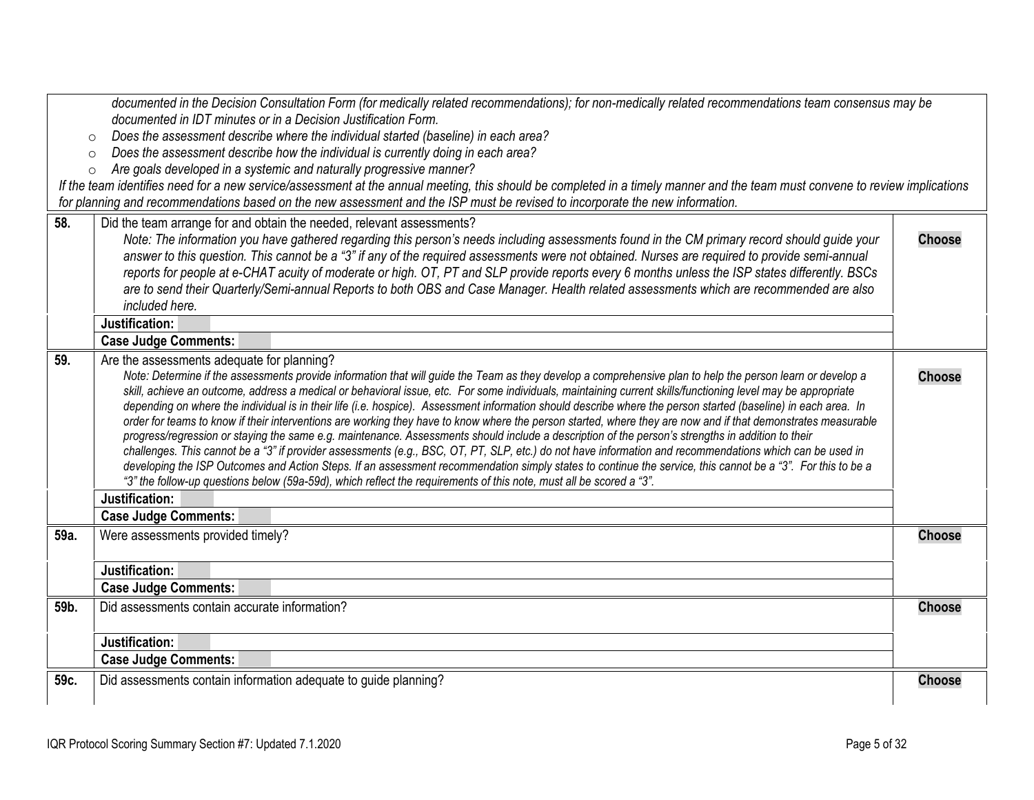*documented in the Decision Consultation Form (for medically related recommendations); for non-medically related recommendations team consensus may be documented in IDT minutes or in a Decision Justification Form.*

- *Does the assessment describe where the individual started (baseline) in each area?*
- *Does the assessment describe how the individual is currently doing in each area?*
- *Are goals developed in a systemic and naturally progressive manner?*

*If the team identifies need for a new service/assessment at the annual meeting, this should be completed in a timely manner and the team must convene to review implications for planning and recommendations based on the new assessment and the ISP must be revised to incorporate the new information.*

| | | |
|---|---|---|
| **58.** | Did the team arrange for and obtain the needed, relevant assessments? *Note: The information you have gathered regarding this person's needs including assessments found in the CM primary record should guide your answer to this question. This cannot be a "3" if any of the required assessments were not obtained. Nurses are required to provide semi-annual reports for people at e-CHAT acuity of moderate or high. OT, PT and SLP provide reports every 6 months unless the ISP states differently. BSCs are to send their Quarterly/Semi-annual Reports to both OBS and Case Manager. Health related assessments which are recommended are also included here.* | **Choose** |
| | **Justification:** | |
| | **Case Judge Comments:** | |
| **59.** | Are the assessments adequate for planning? *Note: Determine if the assessments provide information that will guide the Team as they develop a comprehensive plan to help the person learn or develop a skill, achieve an outcome, address a medical or behavioral issue, etc. For some individuals, maintaining current skills/functioning level may be appropriate depending on where the individual is in their life (i.e. hospice). Assessment information should describe where the person started (baseline) in each area. In order for teams to know if their interventions are working they have to know where the person started, where they are now and if that demonstrates measurable progress/regression or staying the same e.g. maintenance. Assessments should include a description of the person's strengths in addition to their challenges. This cannot be a "3" if provider assessments (e.g., BSC, OT, PT, SLP, etc.) do not have information and recommendations which can be used in developing the ISP Outcomes and Action Steps. If an assessment recommendation simply states to continue the service, this cannot be a "3". For this to be a "3" the follow-up questions below (59a-59d), which reflect the requirements of this note, must all be scored a "3".* | **Choose** |
| | **Justification:** | |
| | **Case Judge Comments:** | |
| **59a.** | Were assessments provided timely? | **Choose** |
| | **Justification:** | |
| | **Case Judge Comments:** | |
| **59b.** | Did assessments contain accurate information? | **Choose** |
| | **Justification:** | |
| | **Case Judge Comments:** | |
| **59c.** | Did assessments contain information adequate to guide planning? | **Choose** |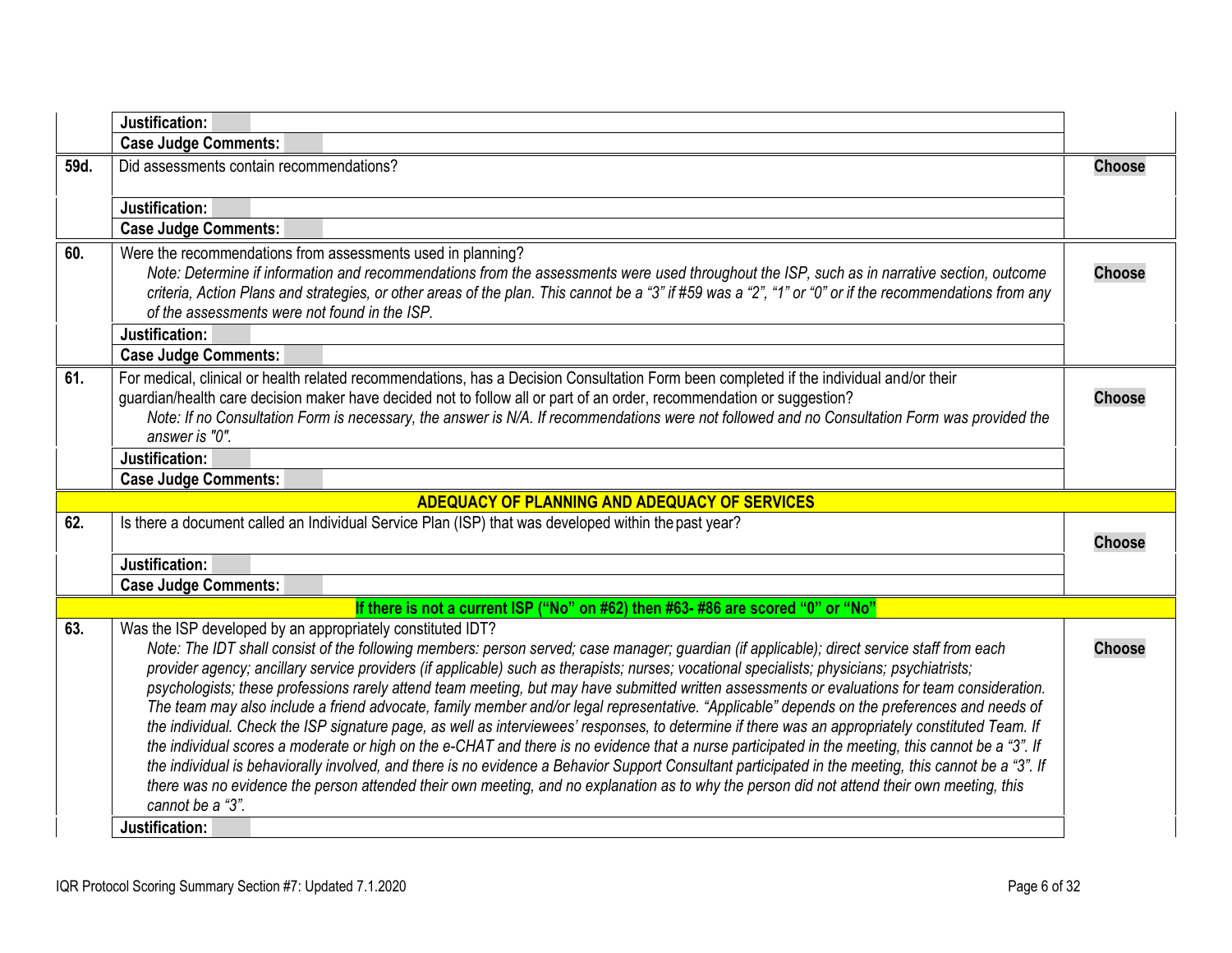| | | |
|---|---|---|
| | **Justification:** | |
| | **Case Judge Comments:** | |
| **59d.** | Did assessments contain recommendations? | **Choose** |
| | **Justification:** | |
| | **Case Judge Comments:** | |
| **60.** | Were the recommendations from assessments used in planning?<br>*Note: Determine if information and recommendations from the assessments were used throughout the ISP, such as in narrative section, outcome criteria, Action Plans and strategies, or other areas of the plan. This cannot be a "3" if #59 was a "2", "1" or "0" or if the recommendations from any of the assessments were not found in the ISP.* | **Choose** |
| | **Justification:** | |
| | **Case Judge Comments:** | |
| **61.** | For medical, clinical or health related recommendations, has a Decision Consultation Form been completed if the individual and/or their guardian/health care decision maker have decided not to follow all or part of an order, recommendation or suggestion?<br>*Note: If no Consultation Form is necessary, the answer is N/A. If recommendations were not followed and no Consultation Form was provided the answer is "0".* | **Choose** |
| | **Justification:** | |
| | **Case Judge Comments:** | |
| | **ADEQUACY OF PLANNING AND ADEQUACY OF SERVICES** | |
| **62.** | Is there a document called an Individual Service Plan (ISP) that was developed within the past year? | **Choose** |
| | **Justification:** | |
| | **Case Judge Comments:** | |
| | **If there is not a current ISP ("No" on #62) then #63- #86 are scored "0" or "No"** | |
| **63.** | Was the ISP developed by an appropriately constituted IDT?<br>*Note: The IDT shall consist of the following members: person served; case manager; guardian (if applicable); direct service staff from each provider agency; ancillary service providers (if applicable) such as therapists; nurses; vocational specialists; physicians; psychiatrists; psychologists; these professions rarely attend team meeting, but may have submitted written assessments or evaluations for team consideration. The team may also include a friend advocate, family member and/or legal representative. "Applicable" depends on the preferences and needs of the individual. Check the ISP signature page, as well as interviewees' responses, to determine if there was an appropriately constituted Team. If the individual scores a moderate or high on the e-CHAT and there is no evidence that a nurse participated in the meeting, this cannot be a "3". If the individual is behaviorally involved, and there is no evidence a Behavior Support Consultant participated in the meeting, this cannot be a "3". If there was no evidence the person attended their own meeting, and no explanation as to why the person did not attend their own meeting, this cannot be a "3".* | **Choose** |
| | **Justification:** | |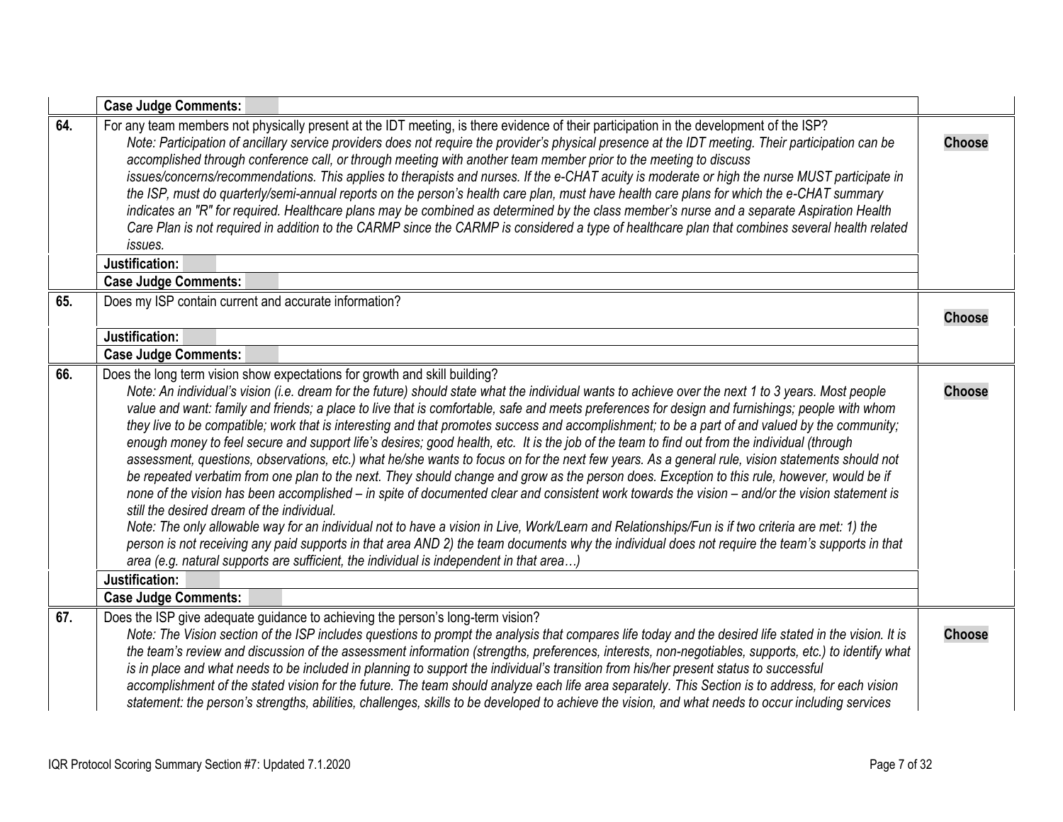| | | |
|---|---|---|
| | **Case Judge Comments:** | |
| **64.** | For any team members not physically present at the IDT meeting, is there evidence of their participation in the development of the ISP?<br>*Note: Participation of ancillary service providers does not require the provider's physical presence at the IDT meeting. Their participation can be accomplished through conference call, or through meeting with another team member prior to the meeting to discuss issues/concerns/recommendations. This applies to therapists and nurses. If the e-CHAT acuity is moderate or high the nurse MUST participate in the ISP, must do quarterly/semi-annual reports on the person's health care plan, must have health care plans for which the e-CHAT summary indicates an "R" for required. Healthcare plans may be combined as determined by the class member's nurse and a separate Aspiration Health Care Plan is not required in addition to the CARMP since the CARMP is considered a type of healthcare plan that combines several health related issues.* | **Choose** |
| | **Justification:** | |
| | **Case Judge Comments:** | |
| **65.** | Does my ISP contain current and accurate information? | **Choose** |
| | **Justification:** | |
| | **Case Judge Comments:** | |
| **66.** | Does the long term vision show expectations for growth and skill building?<br>*Note: An individual's vision (i.e. dream for the future) should state what the individual wants to achieve over the next 1 to 3 years. Most people value and want: family and friends; a place to live that is comfortable, safe and meets preferences for design and furnishings; people with whom they live to be compatible; work that is interesting and that promotes success and accomplishment; to be a part of and valued by the community; enough money to feel secure and support life's desires; good health, etc. It is the job of the team to find out from the individual (through assessment, questions, observations, etc.) what he/she wants to focus on for the next few years. As a general rule, vision statements should not be repeated verbatim from one plan to the next. They should change and grow as the person does. Exception to this rule, however, would be if none of the vision has been accomplished – in spite of documented clear and consistent work towards the vision – and/or the vision statement is still the desired dream of the individual.*<br>*Note: The only allowable way for an individual not to have a vision in Live, Work/Learn and Relationships/Fun is if two criteria are met: 1) the person is not receiving any paid supports in that area AND 2) the team documents why the individual does not require the team's supports in that area (e.g. natural supports are sufficient, the individual is independent in that area…)* | **Choose** |
| | **Justification:** | |
| | **Case Judge Comments:** | |
| **67.** | Does the ISP give adequate guidance to achieving the person's long-term vision?<br>*Note: The Vision section of the ISP includes questions to prompt the analysis that compares life today and the desired life stated in the vision. It is the team's review and discussion of the assessment information (strengths, preferences, interests, non-negotiables, supports, etc.) to identify what is in place and what needs to be included in planning to support the individual's transition from his/her present status to successful accomplishment of the stated vision for the future. The team should analyze each life area separately. This Section is to address, for each vision statement: the person's strengths, abilities, challenges, skills to be developed to achieve the vision, and what needs to occur including services* | **Choose** |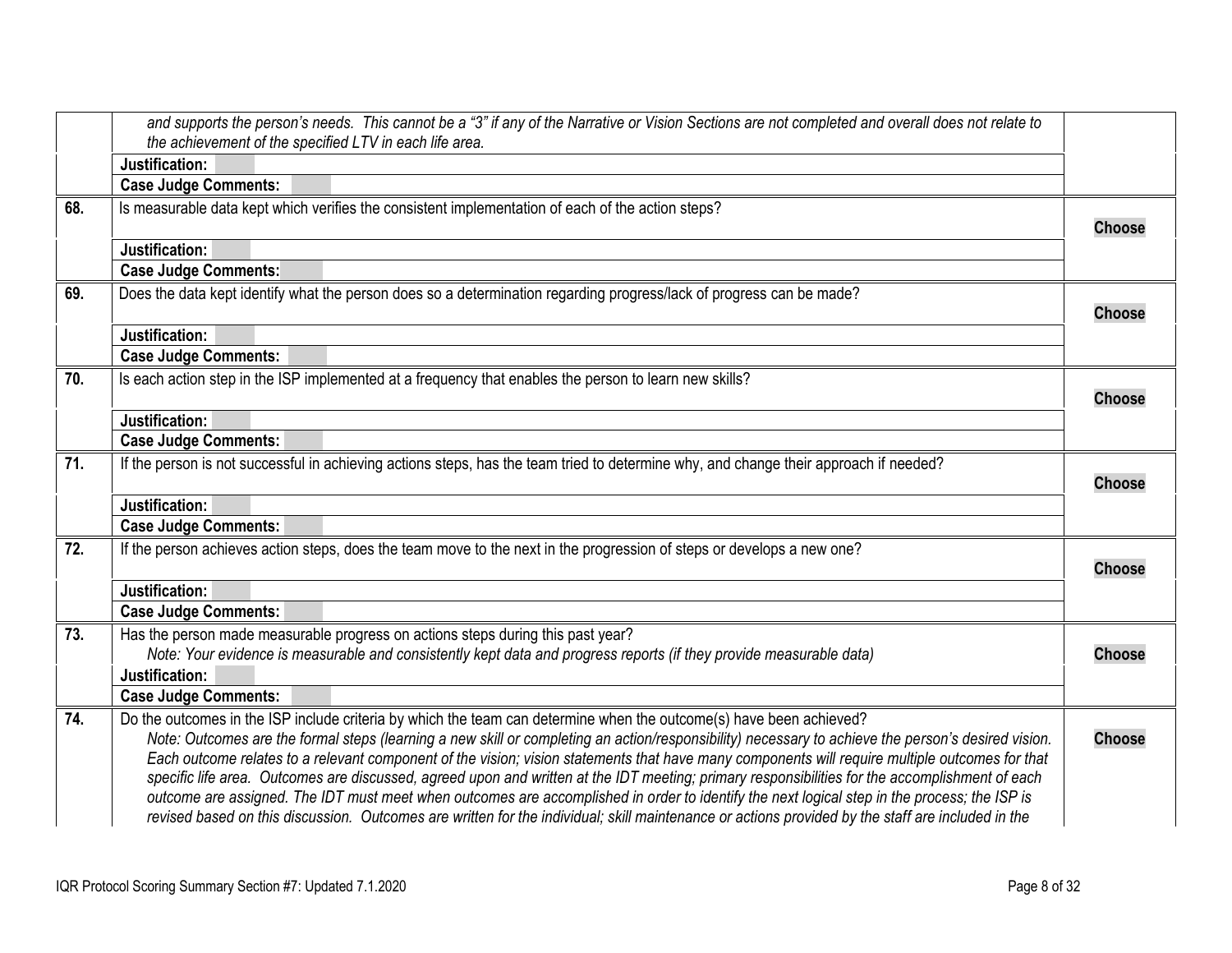| | | |
|---|---|---|
| | *and supports the person's needs. This cannot be a "3" if any of the Narrative or Vision Sections are not completed and overall does not relate to the achievement of the specified LTV in each life area.* | |
| | **Justification:** | |
| | **Case Judge Comments:** | |
| **68.** | Is measurable data kept which verifies the consistent implementation of each of the action steps? | **Choose** |
| | **Justification:** | |
| | **Case Judge Comments:** | |
| **69.** | Does the data kept identify what the person does so a determination regarding progress/lack of progress can be made? | **Choose** |
| | **Justification:** | |
| | **Case Judge Comments:** | |
| **70.** | Is each action step in the ISP implemented at a frequency that enables the person to learn new skills? | **Choose** |
| | **Justification:** | |
| | **Case Judge Comments:** | |
| **71.** | If the person is not successful in achieving actions steps, has the team tried to determine why, and change their approach if needed? | **Choose** |
| | **Justification:** | |
| | **Case Judge Comments:** | |
| **72.** | If the person achieves action steps, does the team move to the next in the progression of steps or develops a new one? | **Choose** |
| | **Justification:** | |
| | **Case Judge Comments:** | |
| **73.** | Has the person made measurable progress on actions steps during this past year? *Note: Your evidence is measurable and consistently kept data and progress reports (if they provide measurable data)* | **Choose** |
| | **Justification:** | |
| | **Case Judge Comments:** | |
| **74.** | Do the outcomes in the ISP include criteria by which the team can determine when the outcome(s) have been achieved? *Note: Outcomes are the formal steps (learning a new skill or completing an action/responsibility) necessary to achieve the person's desired vision. Each outcome relates to a relevant component of the vision; vision statements that have many components will require multiple outcomes for that specific life area. Outcomes are discussed, agreed upon and written at the IDT meeting; primary responsibilities for the accomplishment of each outcome are assigned. The IDT must meet when outcomes are accomplished in order to identify the next logical step in the process; the ISP is revised based on this discussion. Outcomes are written for the individual; skill maintenance or actions provided by the staff are included in the* | **Choose** |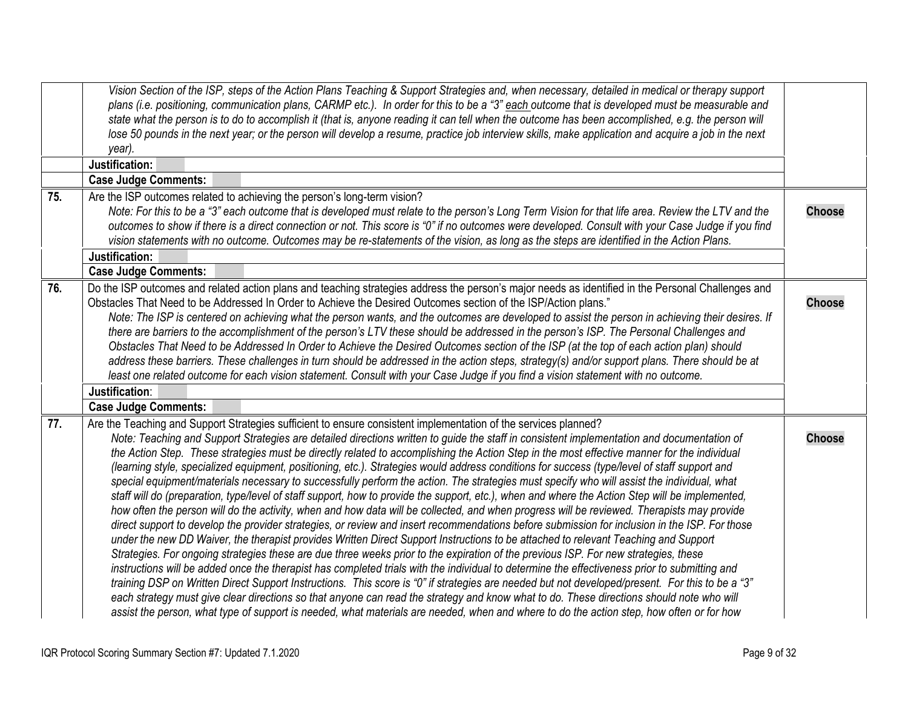| | | |
|---|---|---|
| | *Vision Section of the ISP, steps of the Action Plans Teaching & Support Strategies and, when necessary, detailed in medical or therapy support plans (i.e. positioning, communication plans, CARMP etc.). In order for this to be a "3" each outcome that is developed must be measurable and state what the person is to do to accomplish it (that is, anyone reading it can tell when the outcome has been accomplished, e.g. the person will lose 50 pounds in the next year; or the person will develop a resume, practice job interview skills, make application and acquire a job in the next year).* | |
| | **Justification:** | |
| | **Case Judge Comments:** | |
| **75.** | Are the ISP outcomes related to achieving the person's long-term vision?<br>*Note: For this to be a "3" each outcome that is developed must relate to the person's Long Term Vision for that life area. Review the LTV and the outcomes to show if there is a direct connection or not. This score is "0" if no outcomes were developed. Consult with your Case Judge if you find vision statements with no outcome. Outcomes may be re-statements of the vision, as long as the steps are identified in the Action Plans.* | **Choose** |
| | **Justification:** | |
| | **Case Judge Comments:** | |
| **76.** | Do the ISP outcomes and related action plans and teaching strategies address the person's major needs as identified in the Personal Challenges and Obstacles That Need to be Addressed In Order to Achieve the Desired Outcomes section of the ISP/Action plans."<br>*Note: The ISP is centered on achieving what the person wants, and the outcomes are developed to assist the person in achieving their desires. If there are barriers to the accomplishment of the person's LTV these should be addressed in the person's ISP. The Personal Challenges and Obstacles That Need to be Addressed In Order to Achieve the Desired Outcomes section of the ISP (at the top of each action plan) should address these barriers. These challenges in turn should be addressed in the action steps, strategy(s) and/or support plans. There should be at least one related outcome for each vision statement. Consult with your Case Judge if you find a vision statement with no outcome.* | **Choose** |
| | **Justification**: | |
| | **Case Judge Comments:** | |
| **77.** | Are the Teaching and Support Strategies sufficient to ensure consistent implementation of the services planned?<br>*Note: Teaching and Support Strategies are detailed directions written to guide the staff in consistent implementation and documentation of the Action Step. These strategies must be directly related to accomplishing the Action Step in the most effective manner for the individual (learning style, specialized equipment, positioning, etc.). Strategies would address conditions for success (type/level of staff support and special equipment/materials necessary to successfully perform the action. The strategies must specify who will assist the individual, what staff will do (preparation, type/level of staff support, how to provide the support, etc.), when and where the Action Step will be implemented, how often the person will do the activity, when and how data will be collected, and when progress will be reviewed. Therapists may provide direct support to develop the provider strategies, or review and insert recommendations before submission for inclusion in the ISP. For those under the new DD Waiver, the therapist provides Written Direct Support Instructions to be attached to relevant Teaching and Support Strategies. For ongoing strategies these are due three weeks prior to the expiration of the previous ISP. For new strategies, these instructions will be added once the therapist has completed trials with the individual to determine the effectiveness prior to submitting and training DSP on Written Direct Support Instructions. This score is "0" if strategies are needed but not developed/present. For this to be a "3" each strategy must give clear directions so that anyone can read the strategy and know what to do. These directions should note who will assist the person, what type of support is needed, what materials are needed, when and where to do the action step, how often or for how* | **Choose** |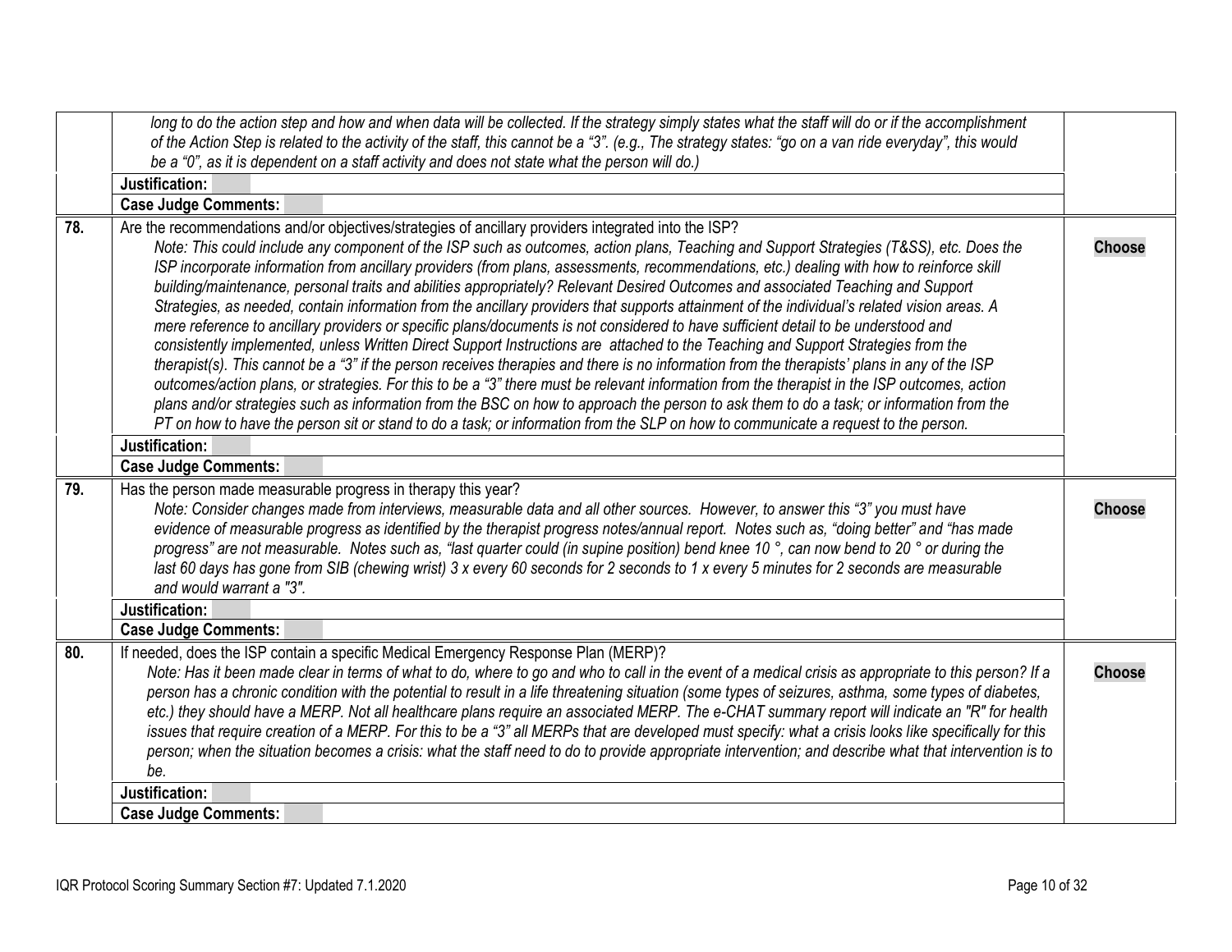| | | |
|---|---|---|
| | *long to do the action step and how and when data will be collected. If the strategy simply states what the staff will do or if the accomplishment of the Action Step is related to the activity of the staff, this cannot be a "3". (e.g., The strategy states: "go on a van ride everyday", this would be a "0", as it is dependent on a staff activity and does not state what the person will do.)* | |
| | **Justification:** | |
| | **Case Judge Comments:** | |
| **78.** | Are the recommendations and/or objectives/strategies of ancillary providers integrated into the ISP?<br>*Note: This could include any component of the ISP such as outcomes, action plans, Teaching and Support Strategies (T&SS), etc. Does the ISP incorporate information from ancillary providers (from plans, assessments, recommendations, etc.) dealing with how to reinforce skill building/maintenance, personal traits and abilities appropriately? Relevant Desired Outcomes and associated Teaching and Support Strategies, as needed, contain information from the ancillary providers that supports attainment of the individual's related vision areas. A mere reference to ancillary providers or specific plans/documents is not considered to have sufficient detail to be understood and consistently implemented, unless Written Direct Support Instructions are attached to the Teaching and Support Strategies from the therapist(s). This cannot be a "3" if the person receives therapies and there is no information from the therapists' plans in any of the ISP outcomes/action plans, or strategies. For this to be a "3" there must be relevant information from the therapist in the ISP outcomes, action plans and/or strategies such as information from the BSC on how to approach the person to ask them to do a task; or information from the PT on how to have the person sit or stand to do a task; or information from the SLP on how to communicate a request to the person.* | **Choose** |
| | **Justification:** | |
| | **Case Judge Comments:** | |
| **79.** | Has the person made measurable progress in therapy this year?<br>*Note: Consider changes made from interviews, measurable data and all other sources. However, to answer this "3" you must have evidence of measurable progress as identified by the therapist progress notes/annual report. Notes such as, "doing better" and "has made progress" are not measurable. Notes such as, "last quarter could (in supine position) bend knee 10 °, can now bend to 20 ° or during the last 60 days has gone from SIB (chewing wrist) 3 x every 60 seconds for 2 seconds to 1 x every 5 minutes for 2 seconds are measurable and would warrant a "3".* | **Choose** |
| | **Justification:** | |
| | **Case Judge Comments:** | |
| **80.** | If needed, does the ISP contain a specific Medical Emergency Response Plan (MERP)?<br>*Note: Has it been made clear in terms of what to do, where to go and who to call in the event of a medical crisis as appropriate to this person? If a person has a chronic condition with the potential to result in a life threatening situation (some types of seizures, asthma, some types of diabetes, etc.) they should have a MERP. Not all healthcare plans require an associated MERP. The e-CHAT summary report will indicate an "R" for health issues that require creation of a MERP. For this to be a "3" all MERPs that are developed must specify: what a crisis looks like specifically for this person; when the situation becomes a crisis: what the staff need to do to provide appropriate intervention; and describe what that intervention is to be.* | **Choose** |
| | **Justification:** | |
| | **Case Judge Comments:** | |

IQR Protocol Scoring Summary Section #7: Updated 7.1.2020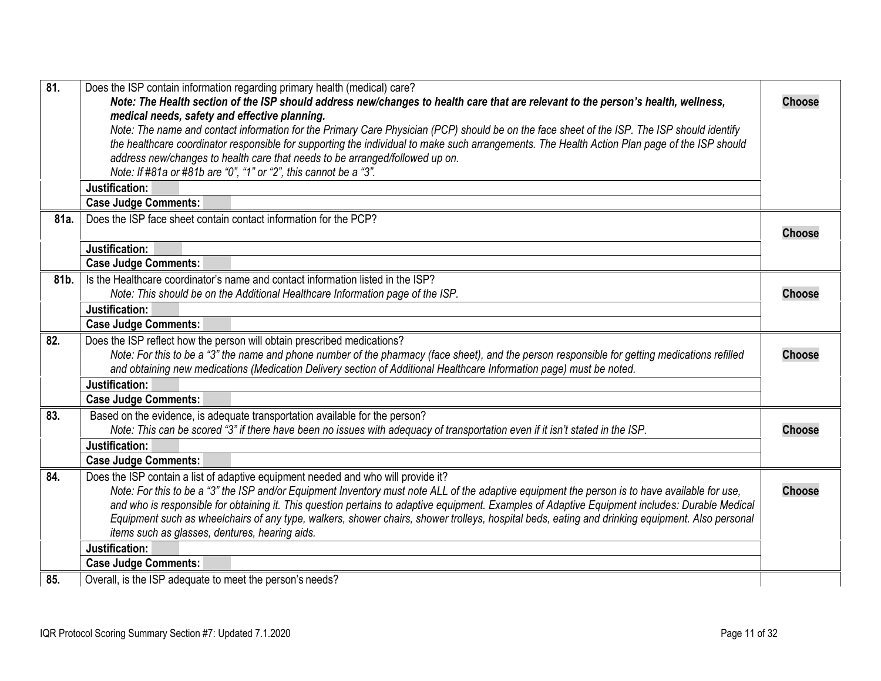| | | |
|---|---|---|
| **81.** | Does the ISP contain information regarding primary health (medical) care?<br>***Note: The Health section of the ISP should address new/changes to health care that are relevant to the person's health, wellness, medical needs, safety and effective planning.***<br>*Note: The name and contact information for the Primary Care Physician (PCP) should be on the face sheet of the ISP. The ISP should identify the healthcare coordinator responsible for supporting the individual to make such arrangements. The Health Action Plan page of the ISP should address new/changes to health care that needs to be arranged/followed up on.*<br>*Note: If #81a or #81b are "0", "1" or "2", this cannot be a "3".* | **Choose** |
| | **Justification:** | |
| | **Case Judge Comments:** | |
| **81a.** | Does the ISP face sheet contain contact information for the PCP? | **Choose** |
| | **Justification:** | |
| | **Case Judge Comments:** | |
| **81b.** | Is the Healthcare coordinator's name and contact information listed in the ISP?<br>*Note: This should be on the Additional Healthcare Information page of the ISP.* | **Choose** |
| | **Justification:** | |
| | **Case Judge Comments:** | |
| **82.** | Does the ISP reflect how the person will obtain prescribed medications?<br>*Note: For this to be a "3" the name and phone number of the pharmacy (face sheet), and the person responsible for getting medications refilled and obtaining new medications (Medication Delivery section of Additional Healthcare Information page) must be noted.* | **Choose** |
| | **Justification:** | |
| | **Case Judge Comments:** | |
| **83.** | Based on the evidence, is adequate transportation available for the person?<br>*Note: This can be scored "3" if there have been no issues with adequacy of transportation even if it isn't stated in the ISP.* | **Choose** |
| | **Justification:** | |
| | **Case Judge Comments:** | |
| **84.** | Does the ISP contain a list of adaptive equipment needed and who will provide it?<br>*Note: For this to be a "3" the ISP and/or Equipment Inventory must note ALL of the adaptive equipment the person is to have available for use, and who is responsible for obtaining it. This question pertains to adaptive equipment. Examples of Adaptive Equipment includes: Durable Medical Equipment such as wheelchairs of any type, walkers, shower chairs, shower trolleys, hospital beds, eating and drinking equipment. Also personal items such as glasses, dentures, hearing aids.* | **Choose** |
| | **Justification:** | |
| | **Case Judge Comments:** | |
| **85.** | Overall, is the ISP adequate to meet the person's needs? | |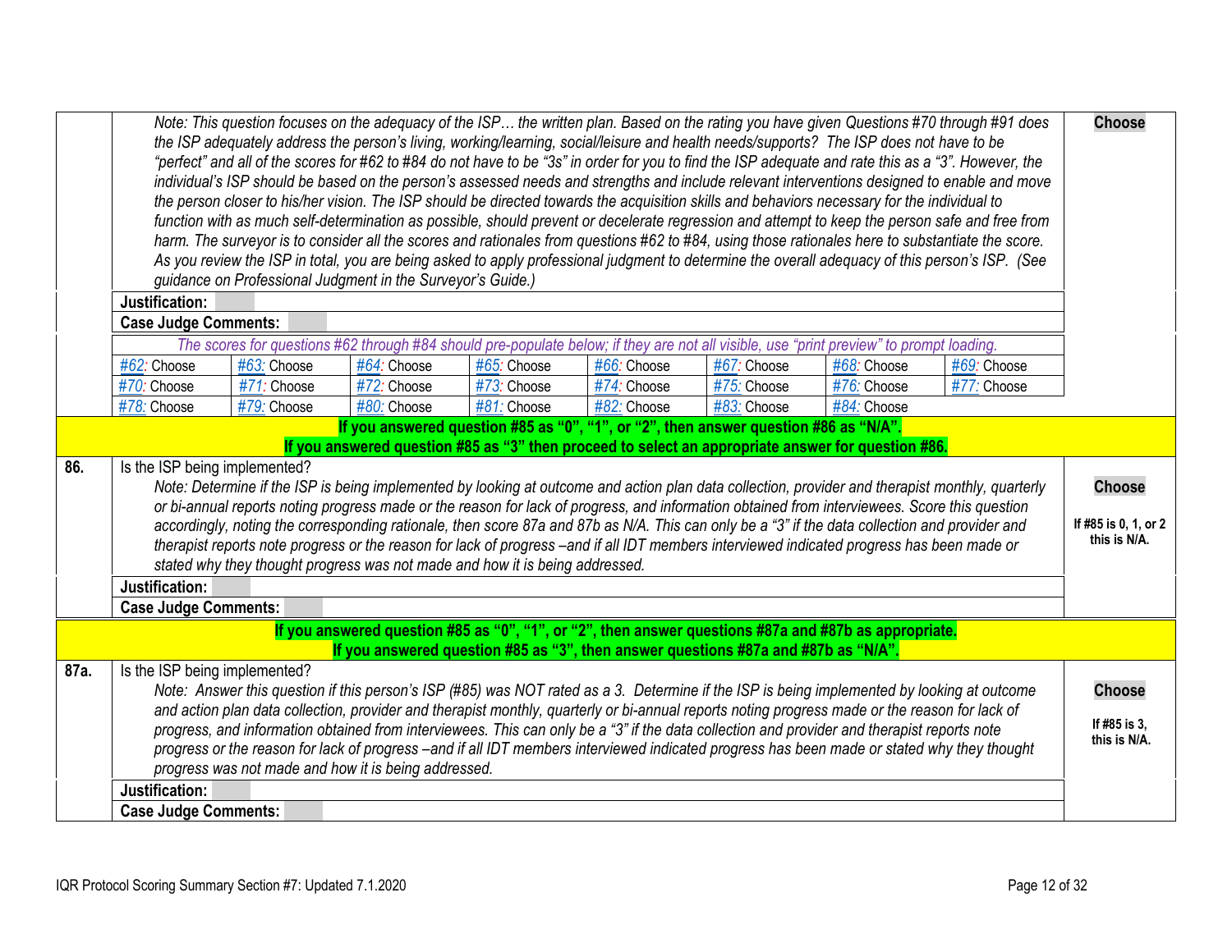| | | |
|---|---|---|
| | *Note: This question focuses on the adequacy of the ISP… the written plan. Based on the rating you have given Questions #70 through #91 does the ISP adequately address the person's living, working/learning, social/leisure and health needs/supports? The ISP does not have to be "perfect" and all of the scores for #62 to #84 do not have to be "3s" in order for you to find the ISP adequate and rate this as a "3". However, the individual's ISP should be based on the person's assessed needs and strengths and include relevant interventions designed to enable and move the person closer to his/her vision. The ISP should be directed towards the acquisition skills and behaviors necessary for the individual to function with as much self-determination as possible, should prevent or decelerate regression and attempt to keep the person safe and free from harm. The surveyor is to consider all the scores and rationales from questions #62 to #84, using those rationales here to substantiate the score. As you review the ISP in total, you are being asked to apply professional judgment to determine the overall adequacy of this person's ISP. (See guidance on Professional Judgment in the Surveyor's Guide.)* | **Choose** |
| | **Justification:** | |
| | **Case Judge Comments:** | |

*The scores for questions #62 through #84 should pre-populate below; if they are not all visible, use "print preview" to prompt loading.*

| | | | | | | | |
|---|---|---|---|---|---|---|---|
| #62: Choose | #63: Choose | #64: Choose | #65: Choose | #66: Choose | #67: Choose | #68: Choose | #69: Choose |
| #70: Choose | #71: Choose | #72: Choose | #73: Choose | #74: Choose | #75: Choose | #76: Choose | #77: Choose |
| #78: Choose | #79: Choose | #80: Choose | #81: Choose | #82: Choose | #83: Choose | #84: Choose | |

**If you answered question #85 as "0", "1", or "2", then answer question #86 as "N/A".**
**If you answered question #85 as "3" then proceed to select an appropriate answer for question #86.**

| | | |
|---|---|---|
| **86.** | Is the ISP being implemented?<br>*Note: Determine if the ISP is being implemented by looking at outcome and action plan data collection, provider and therapist monthly, quarterly or bi-annual reports noting progress made or the reason for lack of progress, and information obtained from interviewees. Score this question accordingly, noting the corresponding rationale, then score 87a and 87b as N/A. This can only be a "3" if the data collection and provider and therapist reports note progress or the reason for lack of progress –and if all IDT members interviewed indicated progress has been made or stated why they thought progress was not made and how it is being addressed.* | **Choose**<br>**If #85 is 0, 1, or 2 this is N/A.** |
| | **Justification:** | |
| | **Case Judge Comments:** | |

**If you answered question #85 as "0", "1", or "2", then answer questions #87a and #87b as appropriate.**
**If you answered question #85 as "3", then answer questions #87a and #87b as "N/A".**

| | | |
|---|---|---|
| **87a.** | Is the ISP being implemented?<br>*Note: Answer this question if this person's ISP (#85) was NOT rated as a 3. Determine if the ISP is being implemented by looking at outcome and action plan data collection, provider and therapist monthly, quarterly or bi-annual reports noting progress made or the reason for lack of progress, and information obtained from interviewees. This can only be a "3" if the data collection and provider and therapist reports note progress or the reason for lack of progress –and if all IDT members interviewed indicated progress has been made or stated why they thought progress was not made and how it is being addressed.* | **Choose**<br>**If #85 is 3, this is N/A.** |
| | **Justification:** | |
| | **Case Judge Comments:** | |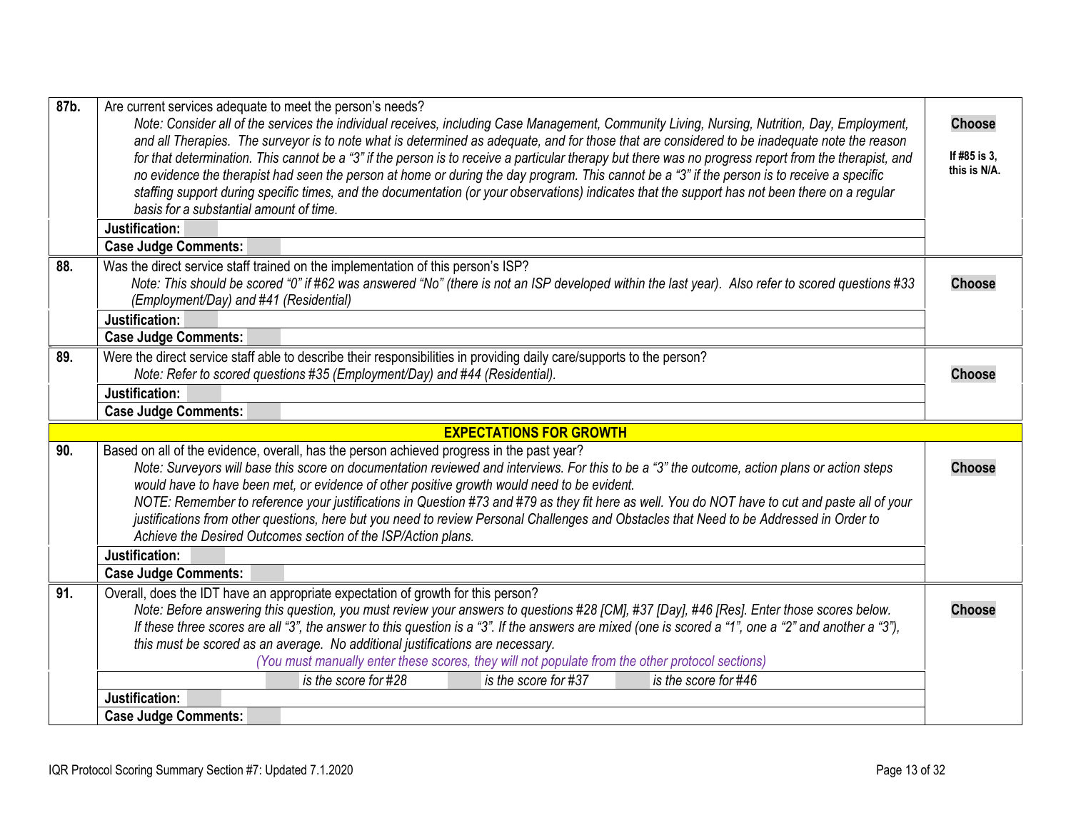| | | |
|---|---|---|
| **87b.** | Are current services adequate to meet the person's needs?<br>*Note: Consider all of the services the individual receives, including Case Management, Community Living, Nursing, Nutrition, Day, Employment, and all Therapies. The surveyor is to note what is determined as adequate, and for those that are considered to be inadequate note the reason for that determination. This cannot be a "3" if the person is to receive a particular therapy but there was no progress report from the therapist, and no evidence the therapist had seen the person at home or during the day program. This cannot be a "3" if the person is to receive a specific staffing support during specific times, and the documentation (or your observations) indicates that the support has not been there on a regular basis for a substantial amount of time.*<br>**Justification:**<br>**Case Judge Comments:** | **Choose**<br>**If #85 is 3, this is N/A.** |
| **88.** | Was the direct service staff trained on the implementation of this person's ISP?<br>*Note: This should be scored "0" if #62 was answered "No" (there is not an ISP developed within the last year). Also refer to scored questions #33 (Employment/Day) and #41 (Residential)*<br>**Justification:**<br>**Case Judge Comments:** | **Choose** |
| **89.** | Were the direct service staff able to describe their responsibilities in providing daily care/supports to the person?<br>*Note: Refer to scored questions #35 (Employment/Day) and #44 (Residential).*<br>**Justification:**<br>**Case Judge Comments:** | **Choose** |
| | **EXPECTATIONS FOR GROWTH** | |
| **90.** | Based on all of the evidence, overall, has the person achieved progress in the past year?<br>*Note: Surveyors will base this score on documentation reviewed and interviews. For this to be a "3" the outcome, action plans or action steps would have to have been met, or evidence of other positive growth would need to be evident.*<br>*NOTE: Remember to reference your justifications in Question #73 and #79 as they fit here as well. You do NOT have to cut and paste all of your justifications from other questions, here but you need to review Personal Challenges and Obstacles that Need to be Addressed in Order to Achieve the Desired Outcomes section of the ISP/Action plans.*<br>**Justification:**<br>**Case Judge Comments:** | **Choose** |
| **91.** | Overall, does the IDT have an appropriate expectation of growth for this person?<br>*Note: Before answering this question, you must review your answers to questions #28 [CM], #37 [Day], #46 [Res]. Enter those scores below. If these three scores are all "3", the answer to this question is a "3". If the answers are mixed (one is scored a "1", one a "2" and another a "3"), this must be scored as an average. No additional justifications are necessary.*<br>*(You must manually enter these scores, they will not populate from the other protocol sections)*<br>_____ *is the score for #28* _____ *is the score for #37* _____ *is the score for #46*<br>**Justification:**<br>**Case Judge Comments:** | **Choose** |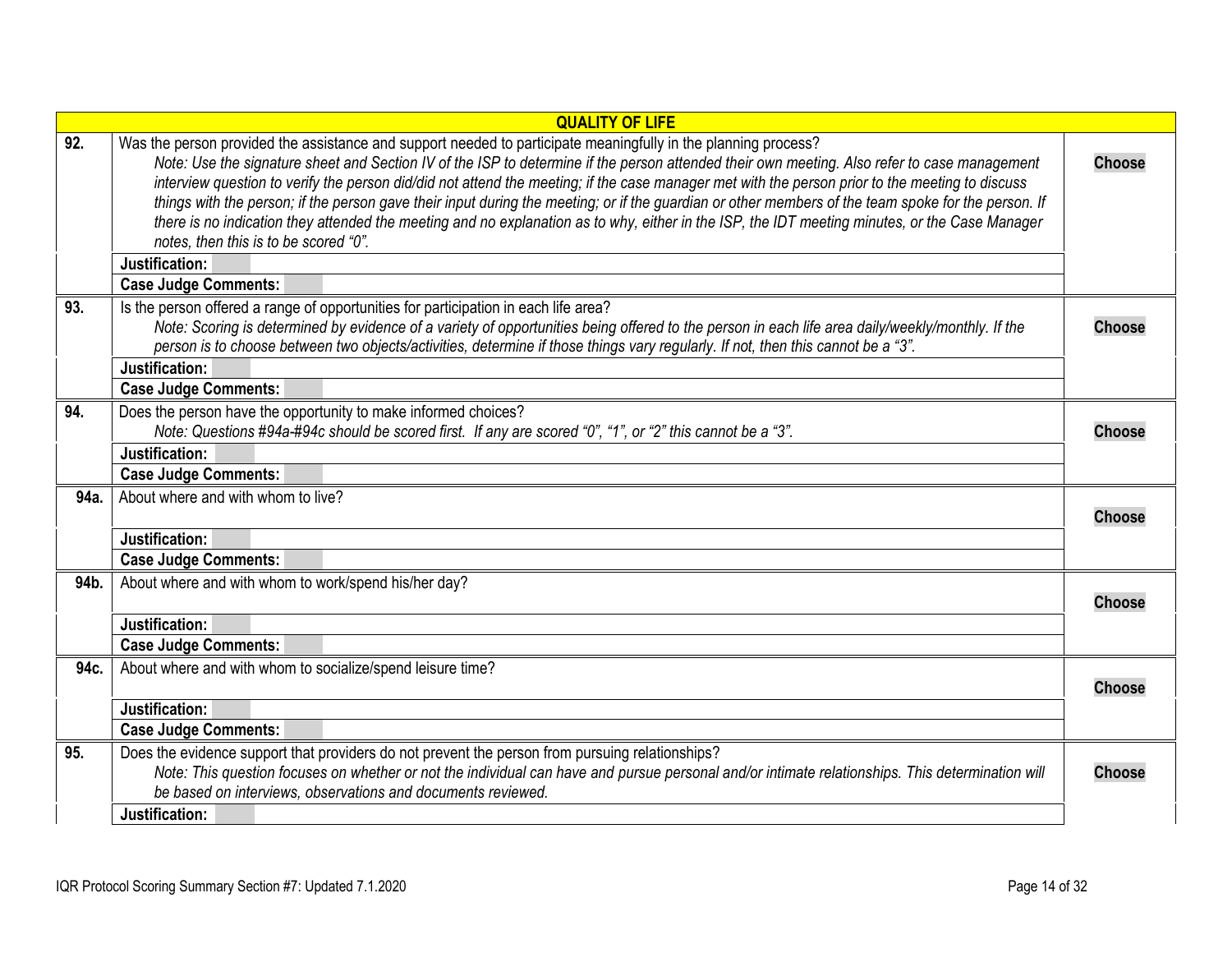| QUALITY OF LIFE | | |
|---|---|---|
| **92.** | Was the person provided the assistance and support needed to participate meaningfully in the planning process? *Note: Use the signature sheet and Section IV of the ISP to determine if the person attended their own meeting. Also refer to case management interview question to verify the person did/did not attend the meeting; if the case manager met with the person prior to the meeting to discuss things with the person; if the person gave their input during the meeting; or if the guardian or other members of the team spoke for the person. If there is no indication they attended the meeting and no explanation as to why, either in the ISP, the IDT meeting minutes, or the Case Manager notes, then this is to be scored "0".* | **Choose** |
| | **Justification:** | |
| | **Case Judge Comments:** | |
| **93.** | Is the person offered a range of opportunities for participation in each life area? *Note: Scoring is determined by evidence of a variety of opportunities being offered to the person in each life area daily/weekly/monthly. If the person is to choose between two objects/activities, determine if those things vary regularly. If not, then this cannot be a "3".* | **Choose** |
| | **Justification:** | |
| | **Case Judge Comments:** | |
| **94.** | Does the person have the opportunity to make informed choices? *Note: Questions #94a-#94c should be scored first. If any are scored "0", "1", or "2" this cannot be a "3".* | **Choose** |
| | **Justification:** | |
| | **Case Judge Comments:** | |
| **94a.** | About where and with whom to live? | **Choose** |
| | **Justification:** | |
| | **Case Judge Comments:** | |
| **94b.** | About where and with whom to work/spend his/her day? | **Choose** |
| | **Justification:** | |
| | **Case Judge Comments:** | |
| **94c.** | About where and with whom to socialize/spend leisure time? | **Choose** |
| | **Justification:** | |
| | **Case Judge Comments:** | |
| **95.** | Does the evidence support that providers do not prevent the person from pursuing relationships? *Note: This question focuses on whether or not the individual can have and pursue personal and/or intimate relationships. This determination will be based on interviews, observations and documents reviewed.* | **Choose** |
| | **Justification:** | |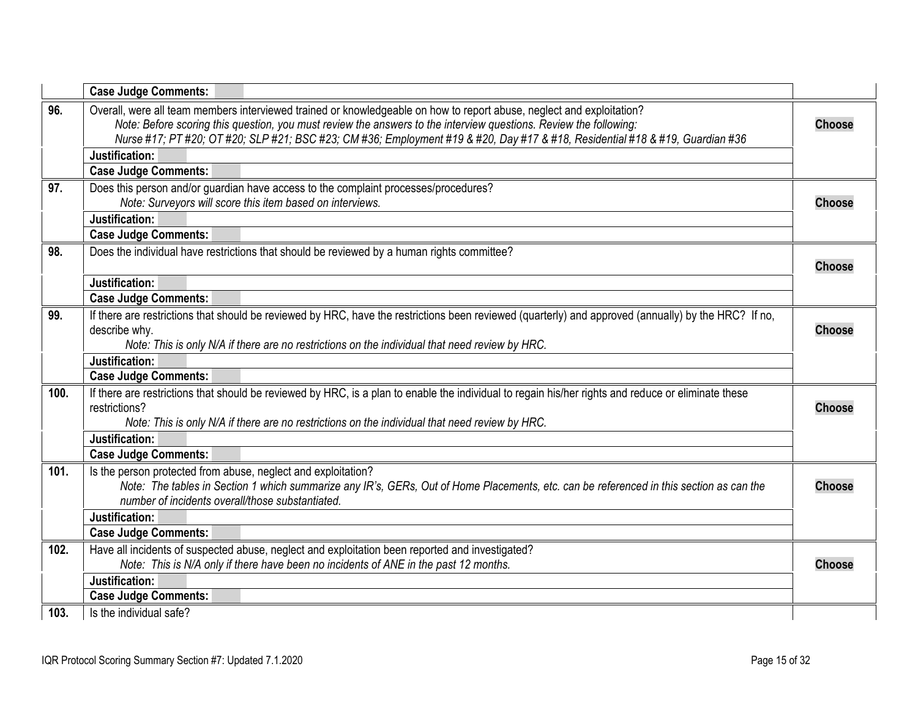| | | |
|---|---|---|
| | **Case Judge Comments:** | |
| **96.** | Overall, were all team members interviewed trained or knowledgeable on how to report abuse, neglect and exploitation? *Note: Before scoring this question, you must review the answers to the interview questions. Review the following: Nurse #17; PT #20; OT #20; SLP #21; BSC #23; CM #36; Employment #19 & #20, Day #17 & #18, Residential #18 & #19, Guardian #36* | **Choose** |
| | **Justification:** | |
| | **Case Judge Comments:** | |
| **97.** | Does this person and/or guardian have access to the complaint processes/procedures? *Note: Surveyors will score this item based on interviews.* | **Choose** |
| | **Justification:** | |
| | **Case Judge Comments:** | |
| **98.** | Does the individual have restrictions that should be reviewed by a human rights committee? | **Choose** |
| | **Justification:** | |
| | **Case Judge Comments:** | |
| **99.** | If there are restrictions that should be reviewed by HRC, have the restrictions been reviewed (quarterly) and approved (annually) by the HRC? If no, describe why. *Note: This is only N/A if there are no restrictions on the individual that need review by HRC.* | **Choose** |
| | **Justification:** | |
| | **Case Judge Comments:** | |
| **100.** | If there are restrictions that should be reviewed by HRC, is a plan to enable the individual to regain his/her rights and reduce or eliminate these restrictions? *Note: This is only N/A if there are no restrictions on the individual that need review by HRC.* | **Choose** |
| | **Justification:** | |
| | **Case Judge Comments:** | |
| **101.** | Is the person protected from abuse, neglect and exploitation? *Note: The tables in Section 1 which summarize any IR's, GERs, Out of Home Placements, etc. can be referenced in this section as can the number of incidents overall/those substantiated.* | **Choose** |
| | **Justification:** | |
| | **Case Judge Comments:** | |
| **102.** | Have all incidents of suspected abuse, neglect and exploitation been reported and investigated? *Note: This is N/A only if there have been no incidents of ANE in the past 12 months.* | **Choose** |
| | **Justification:** | |
| | **Case Judge Comments:** | |
| **103.** | Is the individual safe? | |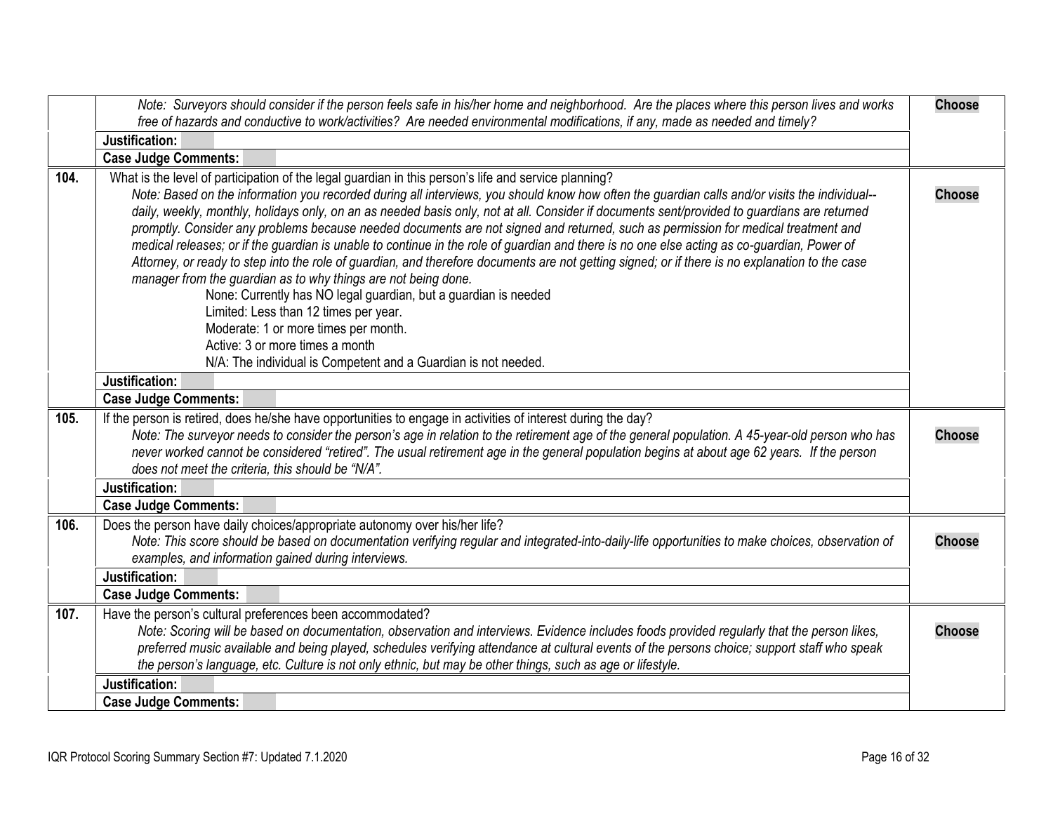| | | |
|---|---|---|
| | *Note: Surveyors should consider if the person feels safe in his/her home and neighborhood. Are the places where this person lives and works free of hazards and conductive to work/activities? Are needed environmental modifications, if any, made as needed and timely?* | **Choose** |
| | **Justification:** | |
| | **Case Judge Comments:** | |
| **104.** | What is the level of participation of the legal guardian in this person's life and service planning?<br>*Note: Based on the information you recorded during all interviews, you should know how often the guardian calls and/or visits the individual--daily, weekly, monthly, holidays only, on an as needed basis only, not at all. Consider if documents sent/provided to guardians are returned promptly. Consider any problems because needed documents are not signed and returned, such as permission for medical treatment and medical releases; or if the guardian is unable to continue in the role of guardian and there is no one else acting as co-guardian, Power of Attorney, or ready to step into the role of guardian, and therefore documents are not getting signed; or if there is no explanation to the case manager from the guardian as to why things are not being done.*<br>None: Currently has NO legal guardian, but a guardian is needed<br>Limited: Less than 12 times per year.<br>Moderate: 1 or more times per month.<br>Active: 3 or more times a month<br>N/A: The individual is Competent and a Guardian is not needed. | **Choose** |
| | **Justification:** | |
| | **Case Judge Comments:** | |
| **105.** | If the person is retired, does he/she have opportunities to engage in activities of interest during the day?<br>*Note: The surveyor needs to consider the person's age in relation to the retirement age of the general population. A 45-year-old person who has never worked cannot be considered "retired". The usual retirement age in the general population begins at about age 62 years. If the person does not meet the criteria, this should be "N/A".* | **Choose** |
| | **Justification:** | |
| | **Case Judge Comments:** | |
| **106.** | Does the person have daily choices/appropriate autonomy over his/her life?<br>*Note: This score should be based on documentation verifying regular and integrated-into-daily-life opportunities to make choices, observation of examples, and information gained during interviews.* | **Choose** |
| | **Justification:** | |
| | **Case Judge Comments:** | |
| **107.** | Have the person's cultural preferences been accommodated?<br>*Note: Scoring will be based on documentation, observation and interviews. Evidence includes foods provided regularly that the person likes, preferred music available and being played, schedules verifying attendance at cultural events of the persons choice; support staff who speak the person's language, etc. Culture is not only ethnic, but may be other things, such as age or lifestyle.* | **Choose** |
| | **Justification:** | |
| | **Case Judge Comments:** | |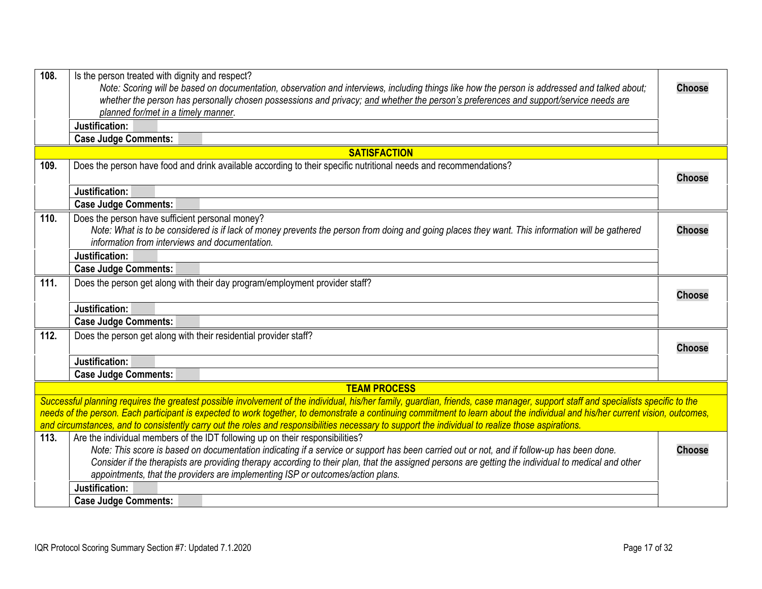| | | |
|---|---|---|
| **108.** | Is the person treated with dignity and respect?<br>*Note: Scoring will be based on documentation, observation and interviews, including things like how the person is addressed and talked about; whether the person has personally chosen possessions and privacy; <u>and whether the person's preferences and support/service needs are planned for/met in a timely manner</u>.* | **Choose** |
| | **Justification:** | |
| | **Case Judge Comments:** | |
| **SATISFACTION** | | |
| **109.** | Does the person have food and drink available according to their specific nutritional needs and recommendations? | **Choose** |
| | **Justification:** | |
| | **Case Judge Comments:** | |
| **110.** | Does the person have sufficient personal money?<br>*Note: What is to be considered is if lack of money prevents the person from doing and going places they want. This information will be gathered information from interviews and documentation.* | **Choose** |
| | **Justification:** | |
| | **Case Judge Comments:** | |
| **111.** | Does the person get along with their day program/employment provider staff? | **Choose** |
| | **Justification:** | |
| | **Case Judge Comments:** | |
| **112.** | Does the person get along with their residential provider staff? | **Choose** |
| | **Justification:** | |
| | **Case Judge Comments:** | |
| **TEAM PROCESS** | | |
| *Successful planning requires the greatest possible involvement of the individual, his/her family, guardian, friends, case manager, support staff and specialists specific to the needs of the person. Each participant is expected to work together, to demonstrate a continuing commitment to learn about the individual and his/her current vision, outcomes, and circumstances, and to consistently carry out the roles and responsibilities necessary to support the individual to realize those aspirations.* | | |
| **113.** | Are the individual members of the IDT following up on their responsibilities?<br>*Note: This score is based on documentation indicating if a service or support has been carried out or not, and if follow-up has been done. Consider if the therapists are providing therapy according to their plan, that the assigned persons are getting the individual to medical and other appointments, that the providers are implementing ISP or outcomes/action plans.* | **Choose** |
| | **Justification:** | |
| | **Case Judge Comments:** | |

IQR Protocol Scoring Summary Section #7: Updated 7.1.2020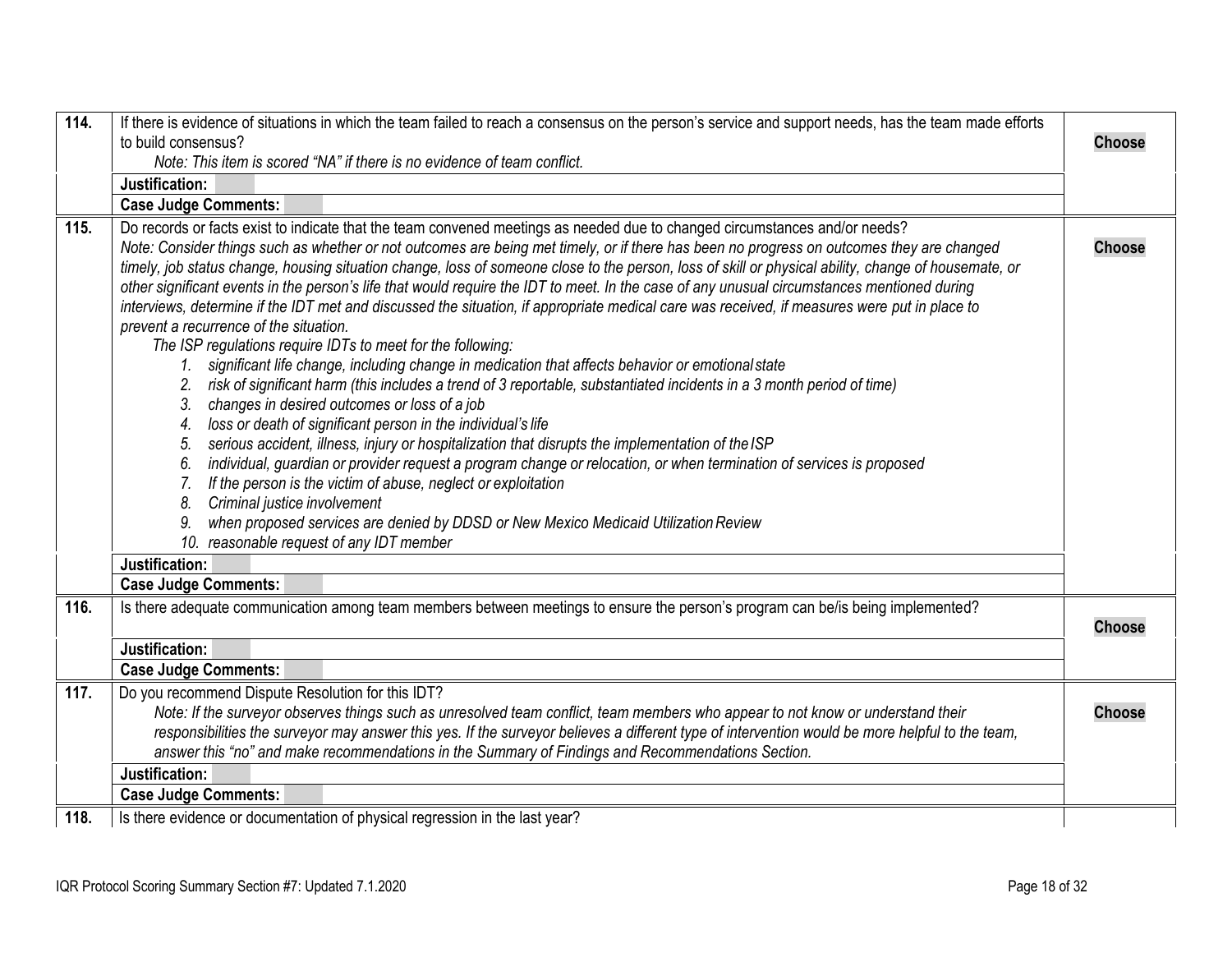| | | |
|---|---|---|
| **114.** | If there is evidence of situations in which the team failed to reach a consensus on the person's service and support needs, has the team made efforts to build consensus?<br>*Note: This item is scored "NA" if there is no evidence of team conflict.* | **Choose** |
| | **Justification:** | |
| | **Case Judge Comments:** | |
| **115.** | Do records or facts exist to indicate that the team convened meetings as needed due to changed circumstances and/or needs?<br>*Note: Consider things such as whether or not outcomes are being met timely, or if there has been no progress on outcomes they are changed timely, job status change, housing situation change, loss of someone close to the person, loss of skill or physical ability, change of housemate, or other significant events in the person's life that would require the IDT to meet. In the case of any unusual circumstances mentioned during interviews, determine if the IDT met and discussed the situation, if appropriate medical care was received, if measures were put in place to prevent a recurrence of the situation.*<br>*The ISP regulations require IDTs to meet for the following:*<br>*1. significant life change, including change in medication that affects behavior or emotional state*<br>*2. risk of significant harm (this includes a trend of 3 reportable, substantiated incidents in a 3 month period of time)*<br>*3. changes in desired outcomes or loss of a job*<br>*4. loss or death of significant person in the individual's life*<br>*5. serious accident, illness, injury or hospitalization that disrupts the implementation of the ISP*<br>*6. individual, guardian or provider request a program change or relocation, or when termination of services is proposed*<br>*7. If the person is the victim of abuse, neglect or exploitation*<br>*8. Criminal justice involvement*<br>*9. when proposed services are denied by DDSD or New Mexico Medicaid Utilization Review*<br>*10. reasonable request of any IDT member* | **Choose** |
| | **Justification:** | |
| | **Case Judge Comments:** | |
| **116.** | Is there adequate communication among team members between meetings to ensure the person's program can be/is being implemented? | **Choose** |
| | **Justification:** | |
| | **Case Judge Comments:** | |
| **117.** | Do you recommend Dispute Resolution for this IDT?<br>*Note: If the surveyor observes things such as unresolved team conflict, team members who appear to not know or understand their responsibilities the surveyor may answer this yes. If the surveyor believes a different type of intervention would be more helpful to the team, answer this "no" and make recommendations in the Summary of Findings and Recommendations Section.* | **Choose** |
| | **Justification:** | |
| | **Case Judge Comments:** | |
| **118.** | Is there evidence or documentation of physical regression in the last year? | |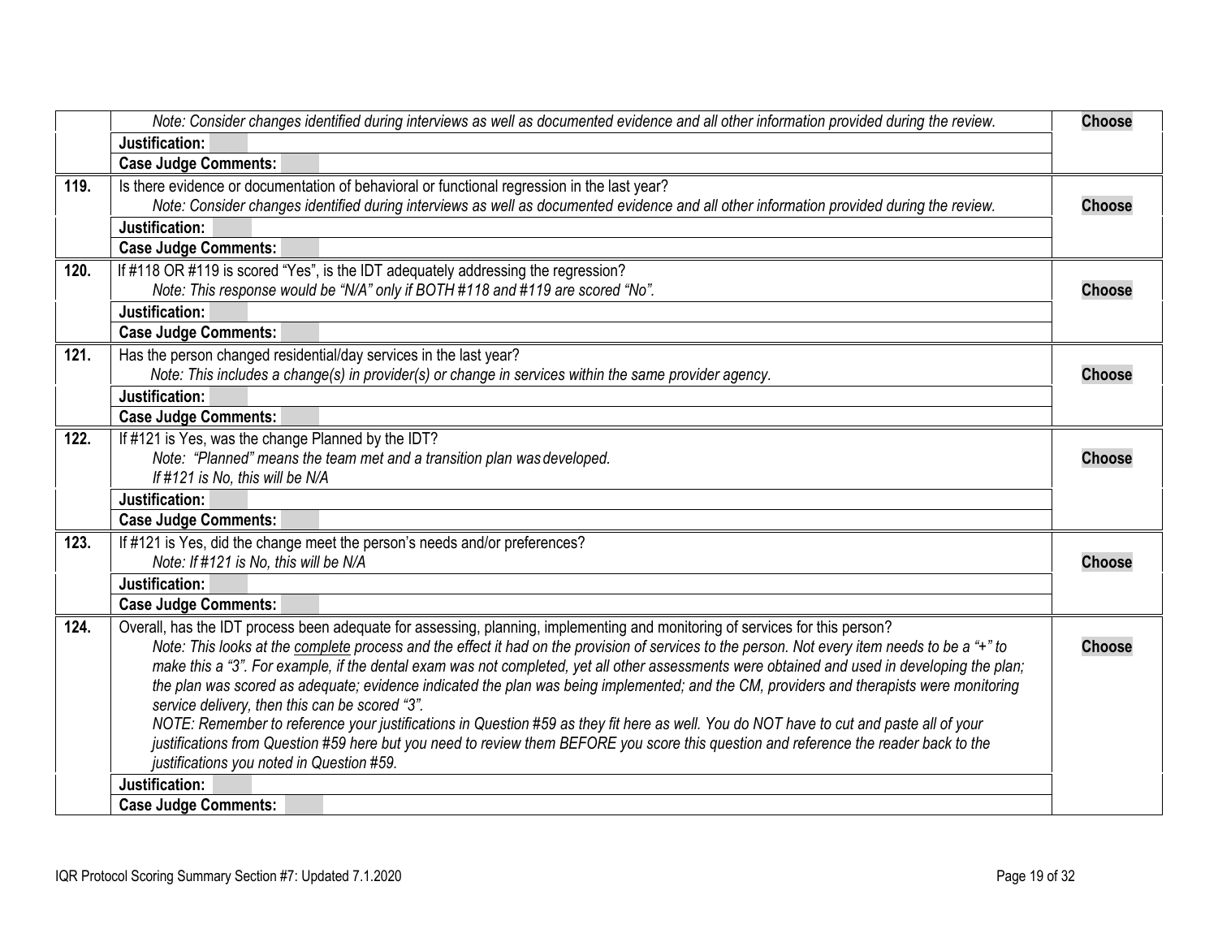| | | |
|---|---|---|
| | *Note: Consider changes identified during interviews as well as documented evidence and all other information provided during the review.* | **Choose** |
| | **Justification:** | |
| | **Case Judge Comments:** | |
| **119.** | Is there evidence or documentation of behavioral or functional regression in the last year?<br>*Note: Consider changes identified during interviews as well as documented evidence and all other information provided during the review.* | **Choose** |
| | **Justification:** | |
| | **Case Judge Comments:** | |
| **120.** | If #118 OR #119 is scored "Yes", is the IDT adequately addressing the regression?<br>*Note: This response would be "N/A" only if BOTH #118 and #119 are scored "No".* | **Choose** |
| | **Justification:** | |
| | **Case Judge Comments:** | |
| **121.** | Has the person changed residential/day services in the last year?<br>*Note: This includes a change(s) in provider(s) or change in services within the same provider agency.* | **Choose** |
| | **Justification:** | |
| | **Case Judge Comments:** | |
| **122.** | If #121 is Yes, was the change Planned by the IDT?<br>*Note: "Planned" means the team met and a transition plan was developed.*<br>*If #121 is No, this will be N/A* | **Choose** |
| | **Justification:** | |
| | **Case Judge Comments:** | |
| **123.** | If #121 is Yes, did the change meet the person's needs and/or preferences?<br>*Note: If #121 is No, this will be N/A* | **Choose** |
| | **Justification:** | |
| | **Case Judge Comments:** | |
| **124.** | Overall, has the IDT process been adequate for assessing, planning, implementing and monitoring of services for this person?<br>*Note: This looks at the complete process and the effect it had on the provision of services to the person. Not every item needs to be a "+" to make this a "3". For example, if the dental exam was not completed, yet all other assessments were obtained and used in developing the plan; the plan was scored as adequate; evidence indicated the plan was being implemented; and the CM, providers and therapists were monitoring service delivery, then this can be scored "3".*<br>*NOTE: Remember to reference your justifications in Question #59 as they fit here as well. You do NOT have to cut and paste all of your justifications from Question #59 here but you need to review them BEFORE you score this question and reference the reader back to the justifications you noted in Question #59.* | **Choose** |
| | **Justification:** | |
| | **Case Judge Comments:** | |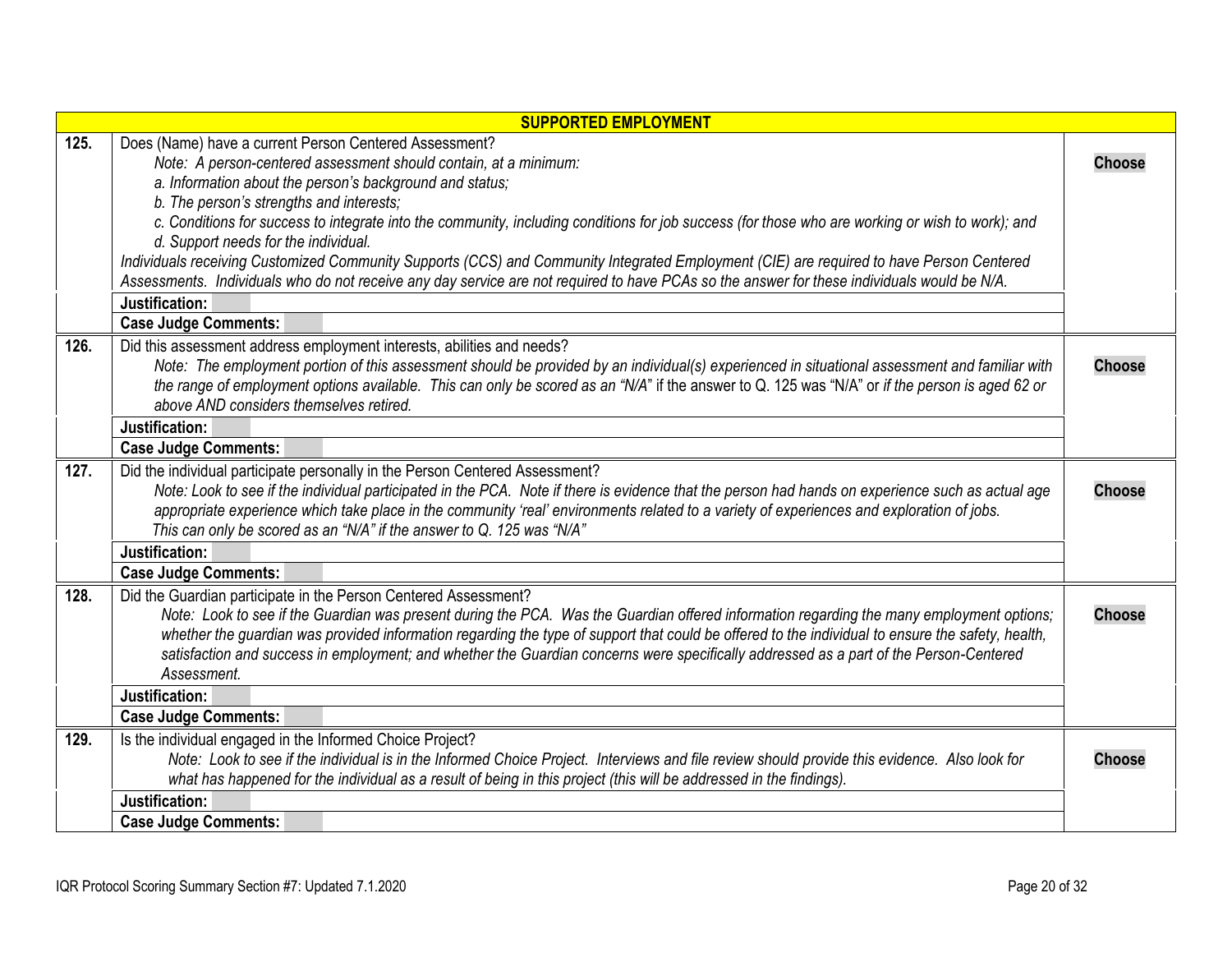| | **SUPPORTED EMPLOYMENT** | |
|---|---|---|
| **125.** | Does (Name) have a current Person Centered Assessment?<br>*Note: A person-centered assessment should contain, at a minimum:*<br>*a. Information about the person's background and status;*<br>*b. The person's strengths and interests;*<br>*c. Conditions for success to integrate into the community, including conditions for job success (for those who are working or wish to work); and*<br>*d. Support needs for the individual.*<br>*Individuals receiving Customized Community Supports (CCS) and Community Integrated Employment (CIE) are required to have Person Centered Assessments. Individuals who do not receive any day service are not required to have PCAs so the answer for these individuals would be N/A.* | **Choose** |
| | **Justification:** | |
| | **Case Judge Comments:** | |
| **126.** | Did this assessment address employment interests, abilities and needs?<br>*Note: The employment portion of this assessment should be provided by an individual(s) experienced in situational assessment and familiar with the range of employment options available. This can only be scored as an "N/A"* if the answer to Q. 125 was "N/A" or *if the person is aged 62 or above AND considers themselves retired.* | **Choose** |
| | **Justification:** | |
| | **Case Judge Comments:** | |
| **127.** | Did the individual participate personally in the Person Centered Assessment?<br>*Note: Look to see if the individual participated in the PCA. Note if there is evidence that the person had hands on experience such as actual age appropriate experience which take place in the community 'real' environments related to a variety of experiences and exploration of jobs.*<br>*This can only be scored as an "N/A" if the answer to Q. 125 was "N/A"* | **Choose** |
| | **Justification:** | |
| | **Case Judge Comments:** | |
| **128.** | Did the Guardian participate in the Person Centered Assessment?<br>*Note: Look to see if the Guardian was present during the PCA. Was the Guardian offered information regarding the many employment options; whether the guardian was provided information regarding the type of support that could be offered to the individual to ensure the safety, health, satisfaction and success in employment; and whether the Guardian concerns were specifically addressed as a part of the Person-Centered Assessment.* | **Choose** |
| | **Justification:** | |
| | **Case Judge Comments:** | |
| **129.** | Is the individual engaged in the Informed Choice Project?<br>*Note: Look to see if the individual is in the Informed Choice Project. Interviews and file review should provide this evidence. Also look for what has happened for the individual as a result of being in this project (this will be addressed in the findings).* | **Choose** |
| | **Justification:** | |
| | **Case Judge Comments:** | |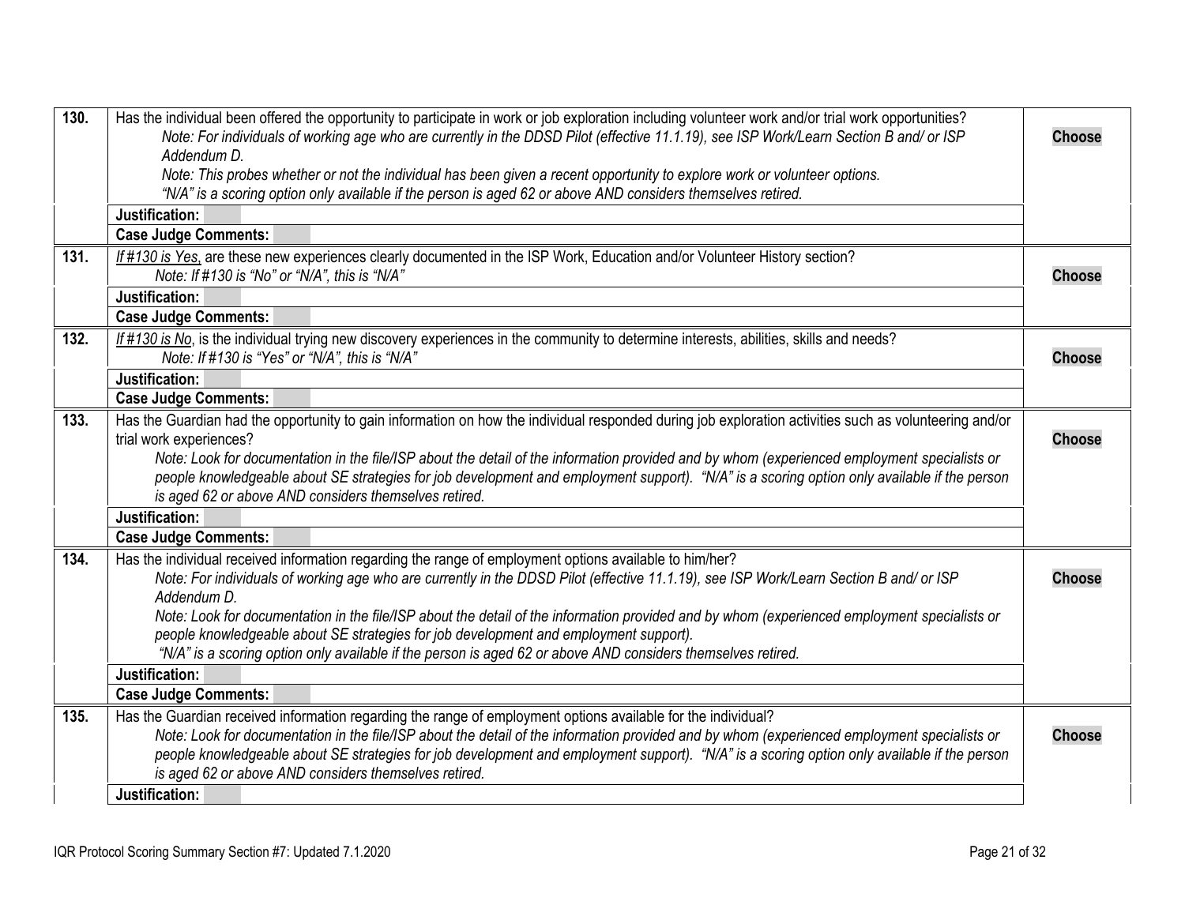| # | Question | Score |
|---|---|---|
| 130. | Has the individual been offered the opportunity to participate in work or job exploration including volunteer work and/or trial work opportunities?<br>*Note: For individuals of working age who are currently in the DDSD Pilot (effective 11.1.19), see ISP Work/Learn Section B and/ or ISP Addendum D.*<br>*Note: This probes whether or not the individual has been given a recent opportunity to explore work or volunteer options.*<br>*"N/A" is a scoring option only available if the person is aged 62 or above AND considers themselves retired.* | **Choose** |
| | **Justification:** | |
| | **Case Judge Comments:** | |
| 131. | *<u>If #130 is Yes</u>,* are these new experiences clearly documented in the ISP Work, Education and/or Volunteer History section?<br>*Note: If #130 is "No" or "N/A", this is "N/A"* | **Choose** |
| | **Justification:** | |
| | **Case Judge Comments:** | |
| 132. | *<u>If #130 is No</u>*, is the individual trying new discovery experiences in the community to determine interests, abilities, skills and needs?<br>*Note: If #130 is "Yes" or "N/A", this is "N/A"* | **Choose** |
| | **Justification:** | |
| | **Case Judge Comments:** | |
| 133. | Has the Guardian had the opportunity to gain information on how the individual responded during job exploration activities such as volunteering and/or trial work experiences?<br>*Note: Look for documentation in the file/ISP about the detail of the information provided and by whom (experienced employment specialists or people knowledgeable about SE strategies for job development and employment support). "N/A" is a scoring option only available if the person is aged 62 or above AND considers themselves retired.* | **Choose** |
| | **Justification:** | |
| | **Case Judge Comments:** | |
| 134. | Has the individual received information regarding the range of employment options available to him/her?<br>*Note: For individuals of working age who are currently in the DDSD Pilot (effective 11.1.19), see ISP Work/Learn Section B and/ or ISP Addendum D.*<br>*Note: Look for documentation in the file/ISP about the detail of the information provided and by whom (experienced employment specialists or people knowledgeable about SE strategies for job development and employment support).*<br>*"N/A" is a scoring option only available if the person is aged 62 or above AND considers themselves retired.* | **Choose** |
| | **Justification:** | |
| | **Case Judge Comments:** | |
| 135. | Has the Guardian received information regarding the range of employment options available for the individual?<br>*Note: Look for documentation in the file/ISP about the detail of the information provided and by whom (experienced employment specialists or people knowledgeable about SE strategies for job development and employment support). "N/A" is a scoring option only available if the person is aged 62 or above AND considers themselves retired.* | **Choose** |
| | **Justification:** | |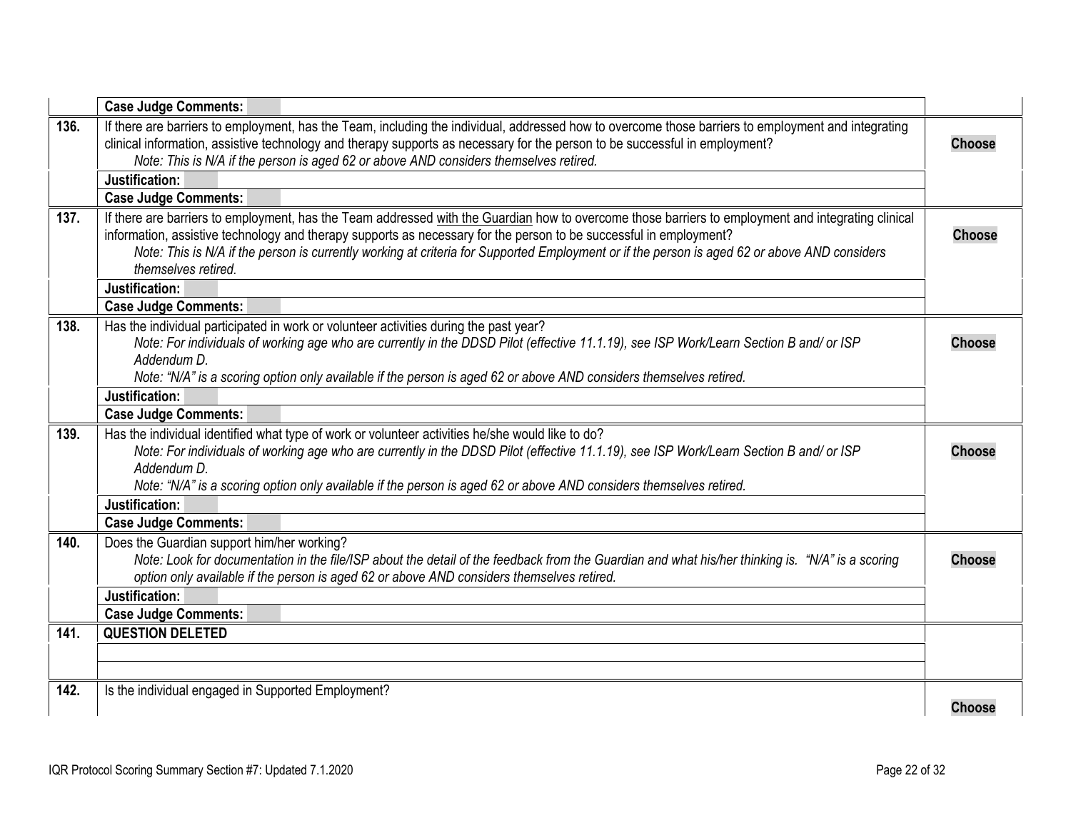| | | |
|---|---|---|
| | **Case Judge Comments:** | |
| **136.** | If there are barriers to employment, has the Team, including the individual, addressed how to overcome those barriers to employment and integrating clinical information, assistive technology and therapy supports as necessary for the person to be successful in employment?<br>*Note: This is N/A if the person is aged 62 or above AND considers themselves retired.* | **Choose** |
| | **Justification:** | |
| | **Case Judge Comments:** | |
| **137.** | If there are barriers to employment, has the Team addressed with the Guardian how to overcome those barriers to employment and integrating clinical information, assistive technology and therapy supports as necessary for the person to be successful in employment?<br>*Note: This is N/A if the person is currently working at criteria for Supported Employment or if the person is aged 62 or above AND considers themselves retired.* | **Choose** |
| | **Justification:** | |
| | **Case Judge Comments:** | |
| **138.** | Has the individual participated in work or volunteer activities during the past year?<br>*Note: For individuals of working age who are currently in the DDSD Pilot (effective 11.1.19), see ISP Work/Learn Section B and/ or ISP Addendum D.*<br>*Note: "N/A" is a scoring option only available if the person is aged 62 or above AND considers themselves retired.* | **Choose** |
| | **Justification:** | |
| | **Case Judge Comments:** | |
| **139.** | Has the individual identified what type of work or volunteer activities he/she would like to do?<br>*Note: For individuals of working age who are currently in the DDSD Pilot (effective 11.1.19), see ISP Work/Learn Section B and/ or ISP Addendum D.*<br>*Note: "N/A" is a scoring option only available if the person is aged 62 or above AND considers themselves retired.* | **Choose** |
| | **Justification:** | |
| | **Case Judge Comments:** | |
| **140.** | Does the Guardian support him/her working?<br>*Note: Look for documentation in the file/ISP about the detail of the feedback from the Guardian and what his/her thinking is. "N/A" is a scoring option only available if the person is aged 62 or above AND considers themselves retired.* | **Choose** |
| | **Justification:** | |
| | **Case Judge Comments:** | |
| **141.** | **QUESTION DELETED** | |
| | | |
| | | |
| **142.** | Is the individual engaged in Supported Employment? | **Choose** |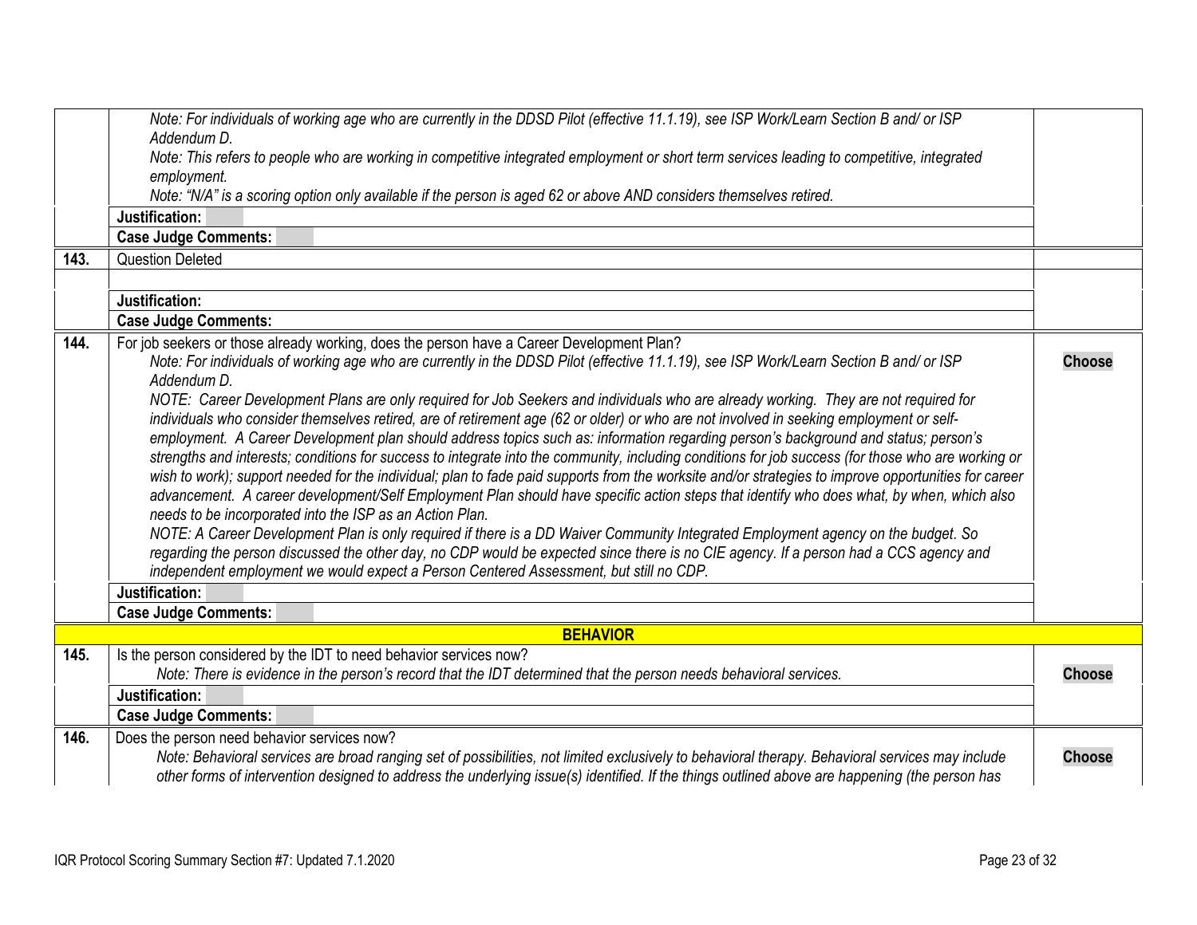| | | |
|---|---|---|
| | *Note: For individuals of working age who are currently in the DDSD Pilot (effective 11.1.19), see ISP Work/Learn Section B and/ or ISP Addendum D.*<br>*Note: This refers to people who are working in competitive integrated employment or short term services leading to competitive, integrated employment.*<br>*Note: "N/A" is a scoring option only available if the person is aged 62 or above AND considers themselves retired.* | |
| | **Justification:** | |
| | **Case Judge Comments:** | |
| **143.** | Question Deleted | |
| | | |
| | **Justification:** | |
| | **Case Judge Comments:** | |
| **144.** | For job seekers or those already working, does the person have a Career Development Plan?<br>*Note: For individuals of working age who are currently in the DDSD Pilot (effective 11.1.19), see ISP Work/Learn Section B and/ or ISP Addendum D.*<br>*NOTE: Career Development Plans are only required for Job Seekers and individuals who are already working. They are not required for individuals who consider themselves retired, are of retirement age (62 or older) or who are not involved in seeking employment or self-employment. A Career Development plan should address topics such as: information regarding person's background and status; person's strengths and interests; conditions for success to integrate into the community, including conditions for job success (for those who are working or wish to work); support needed for the individual; plan to fade paid supports from the worksite and/or strategies to improve opportunities for career advancement. A career development/Self Employment Plan should have specific action steps that identify who does what, by when, which also needs to be incorporated into the ISP as an Action Plan.*<br>*NOTE: A Career Development Plan is only required if there is a DD Waiver Community Integrated Employment agency on the budget. So regarding the person discussed the other day, no CDP would be expected since there is no CIE agency. If a person had a CCS agency and independent employment we would expect a Person Centered Assessment, but still no CDP.* | **Choose** |
| | **Justification:** | |
| | **Case Judge Comments:** | |
| | **BEHAVIOR** | |
| **145.** | Is the person considered by the IDT to need behavior services now?<br>*Note: There is evidence in the person's record that the IDT determined that the person needs behavioral services.* | **Choose** |
| | **Justification:** | |
| | **Case Judge Comments:** | |
| **146.** | Does the person need behavior services now?<br>*Note: Behavioral services are broad ranging set of possibilities, not limited exclusively to behavioral therapy. Behavioral services may include other forms of intervention designed to address the underlying issue(s) identified. If the things outlined above are happening (the person has* | **Choose** |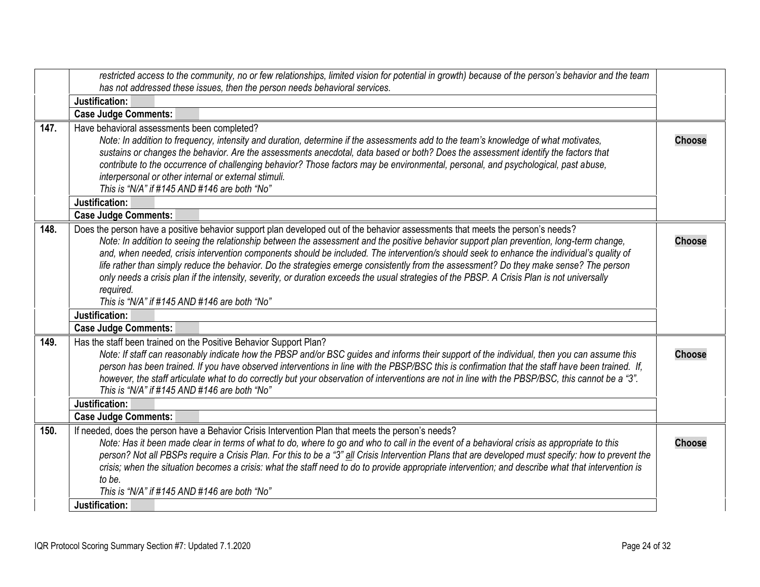| | | |
|---|---|---|
| | *restricted access to the community, no or few relationships, limited vision for potential in growth) because of the person's behavior and the team has not addressed these issues, then the person needs behavioral services.* | |
| | **Justification:** | |
| | **Case Judge Comments:** | |
| **147.** | Have behavioral assessments been completed?<br>*Note: In addition to frequency, intensity and duration, determine if the assessments add to the team's knowledge of what motivates, sustains or changes the behavior. Are the assessments anecdotal, data based or both? Does the assessment identify the factors that contribute to the occurrence of challenging behavior? Those factors may be environmental, personal, and psychological, past abuse, interpersonal or other internal or external stimuli.*<br>*This is "N/A" if #145 AND #146 are both "No"* | **Choose** |
| | **Justification:** | |
| | **Case Judge Comments:** | |
| **148.** | Does the person have a positive behavior support plan developed out of the behavior assessments that meets the person's needs?<br>*Note: In addition to seeing the relationship between the assessment and the positive behavior support plan prevention, long-term change, and, when needed, crisis intervention components should be included. The intervention/s should seek to enhance the individual's quality of life rather than simply reduce the behavior. Do the strategies emerge consistently from the assessment? Do they make sense? The person only needs a crisis plan if the intensity, severity, or duration exceeds the usual strategies of the PBSP. A Crisis Plan is not universally required.*<br>*This is "N/A" if #145 AND #146 are both "No"* | **Choose** |
| | **Justification:** | |
| | **Case Judge Comments:** | |
| **149.** | Has the staff been trained on the Positive Behavior Support Plan?<br>*Note: If staff can reasonably indicate how the PBSP and/or BSC guides and informs their support of the individual, then you can assume this person has been trained. If you have observed interventions in line with the PBSP/BSC this is confirmation that the staff have been trained. If, however, the staff articulate what to do correctly but your observation of interventions are not in line with the PBSP/BSC, this cannot be a "3".*<br>*This is "N/A" if #145 AND #146 are both "No"* | **Choose** |
| | **Justification:** | |
| | **Case Judge Comments:** | |
| **150.** | If needed, does the person have a Behavior Crisis Intervention Plan that meets the person's needs?<br>*Note: Has it been made clear in terms of what to do, where to go and who to call in the event of a behavioral crisis as appropriate to this person? Not all PBSPs require a Crisis Plan. For this to be a "3" all Crisis Intervention Plans that are developed must specify: how to prevent the crisis; when the situation becomes a crisis: what the staff need to do to provide appropriate intervention; and describe what that intervention is to be.*<br>*This is "N/A" if #145 AND #146 are both "No"* | **Choose** |
| | **Justification:** | |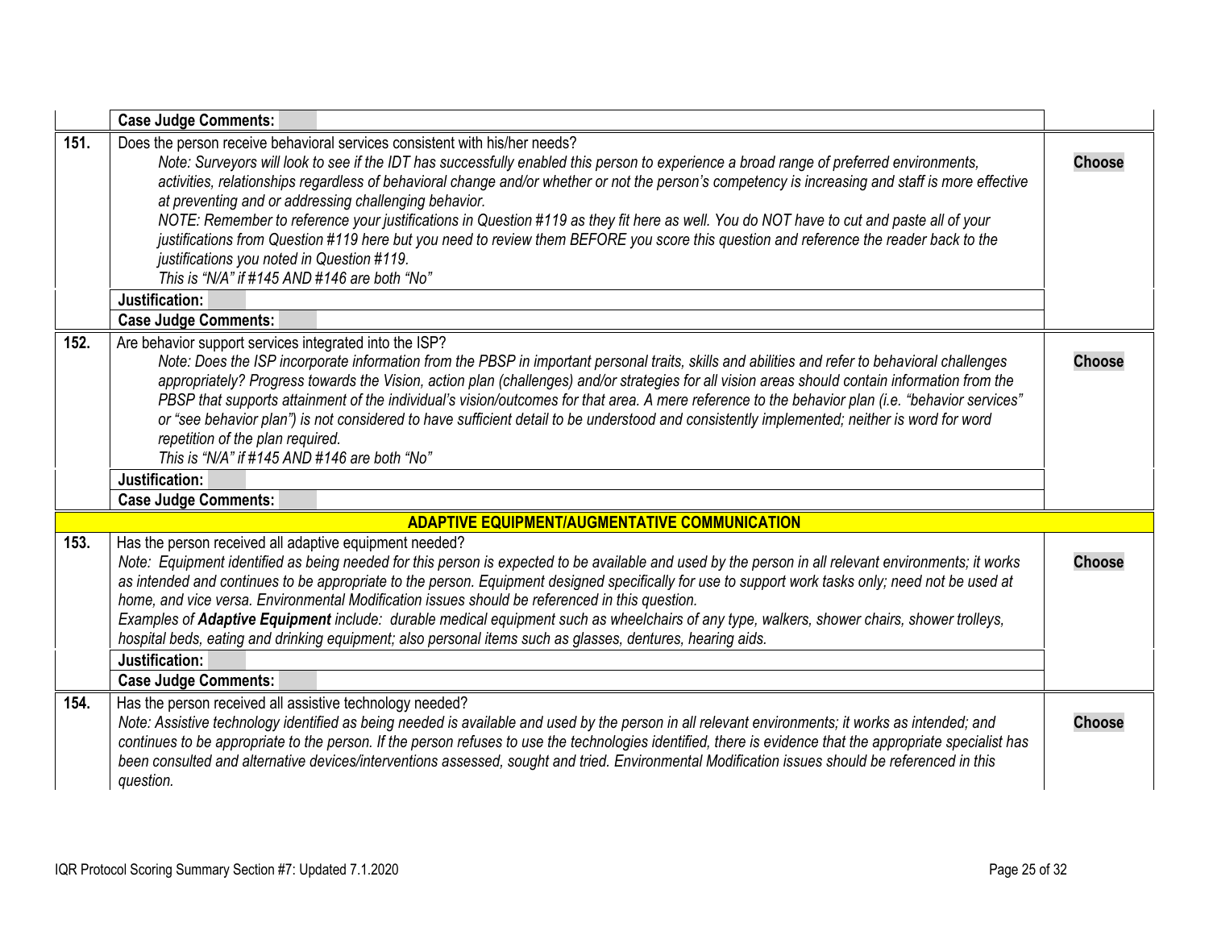| | | |
|---|---|---|
| | **Case Judge Comments:** | |
| **151.** | Does the person receive behavioral services consistent with his/her needs?<br>*Note: Surveyors will look to see if the IDT has successfully enabled this person to experience a broad range of preferred environments, activities, relationships regardless of behavioral change and/or whether or not the person's competency is increasing and staff is more effective at preventing and or addressing challenging behavior.*<br>*NOTE: Remember to reference your justifications in Question #119 as they fit here as well. You do NOT have to cut and paste all of your justifications from Question #119 here but you need to review them BEFORE you score this question and reference the reader back to the justifications you noted in Question #119.*<br>*This is "N/A" if #145 AND #146 are both "No"* | **Choose** |
| | **Justification:** | |
| | **Case Judge Comments:** | |
| **152.** | Are behavior support services integrated into the ISP?<br>*Note: Does the ISP incorporate information from the PBSP in important personal traits, skills and abilities and refer to behavioral challenges appropriately? Progress towards the Vision, action plan (challenges) and/or strategies for all vision areas should contain information from the PBSP that supports attainment of the individual's vision/outcomes for that area. A mere reference to the behavior plan (i.e. "behavior services" or "see behavior plan") is not considered to have sufficient detail to be understood and consistently implemented; neither is word for word repetition of the plan required.*<br>*This is "N/A" if #145 AND #146 are both "No"* | **Choose** |
| | **Justification:** | |
| | **Case Judge Comments:** | |
| | **ADAPTIVE EQUIPMENT/AUGMENTATIVE COMMUNICATION** | |
| **153.** | Has the person received all adaptive equipment needed?<br>*Note: Equipment identified as being needed for this person is expected to be available and used by the person in all relevant environments; it works as intended and continues to be appropriate to the person. Equipment designed specifically for use to support work tasks only; need not be used at home, and vice versa. Environmental Modification issues should be referenced in this question.*<br>*Examples of **Adaptive Equipment** include: durable medical equipment such as wheelchairs of any type, walkers, shower chairs, shower trolleys, hospital beds, eating and drinking equipment; also personal items such as glasses, dentures, hearing aids.* | **Choose** |
| | **Justification:** | |
| | **Case Judge Comments:** | |
| **154.** | Has the person received all assistive technology needed?<br>*Note: Assistive technology identified as being needed is available and used by the person in all relevant environments; it works as intended; and continues to be appropriate to the person. If the person refuses to use the technologies identified, there is evidence that the appropriate specialist has been consulted and alternative devices/interventions assessed, sought and tried. Environmental Modification issues should be referenced in this question.* | **Choose** |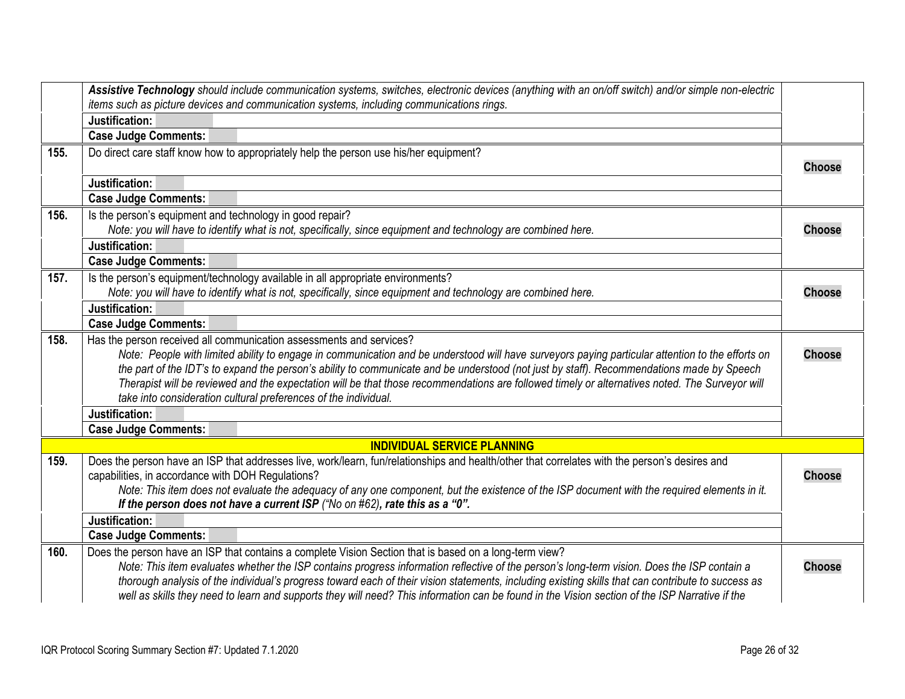| | | |
|---|---|---|
| | ***Assistive Technology*** *should include communication systems, switches, electronic devices (anything with an on/off switch) and/or simple non-electric items such as picture devices and communication systems, including communications rings.* | |
| | **Justification:** | |
| | **Case Judge Comments:** | |
| **155.** | Do direct care staff know how to appropriately help the person use his/her equipment? | **Choose** |
| | **Justification:** | |
| | **Case Judge Comments:** | |
| **156.** | Is the person's equipment and technology in good repair?<br>*Note: you will have to identify what is not, specifically, since equipment and technology are combined here.* | **Choose** |
| | **Justification:** | |
| | **Case Judge Comments:** | |
| **157.** | Is the person's equipment/technology available in all appropriate environments?<br>*Note: you will have to identify what is not, specifically, since equipment and technology are combined here.* | **Choose** |
| | **Justification:** | |
| | **Case Judge Comments:** | |
| **158.** | Has the person received all communication assessments and services?<br>*Note: People with limited ability to engage in communication and be understood will have surveyors paying particular attention to the efforts on the part of the IDT's to expand the person's ability to communicate and be understood (not just by staff). Recommendations made by Speech Therapist will be reviewed and the expectation will be that those recommendations are followed timely or alternatives noted. The Surveyor will take into consideration cultural preferences of the individual.* | **Choose** |
| | **Justification:** | |
| | **Case Judge Comments:** | |
| | **INDIVIDUAL SERVICE PLANNING** | |
| **159.** | Does the person have an ISP that addresses live, work/learn, fun/relationships and health/other that correlates with the person's desires and capabilities, in accordance with DOH Regulations?<br>*Note: This item does not evaluate the adequacy of any one component, but the existence of the ISP document with the required elements in it.* ***If the person does not have a current ISP*** *("No on #62)****, rate this as a "0".*** | **Choose** |
| | **Justification:** | |
| | **Case Judge Comments:** | |
| **160.** | Does the person have an ISP that contains a complete Vision Section that is based on a long-term view?<br>*Note: This item evaluates whether the ISP contains progress information reflective of the person's long-term vision. Does the ISP contain a thorough analysis of the individual's progress toward each of their vision statements, including existing skills that can contribute to success as well as skills they need to learn and supports they will need? This information can be found in the Vision section of the ISP Narrative if the* | **Choose** |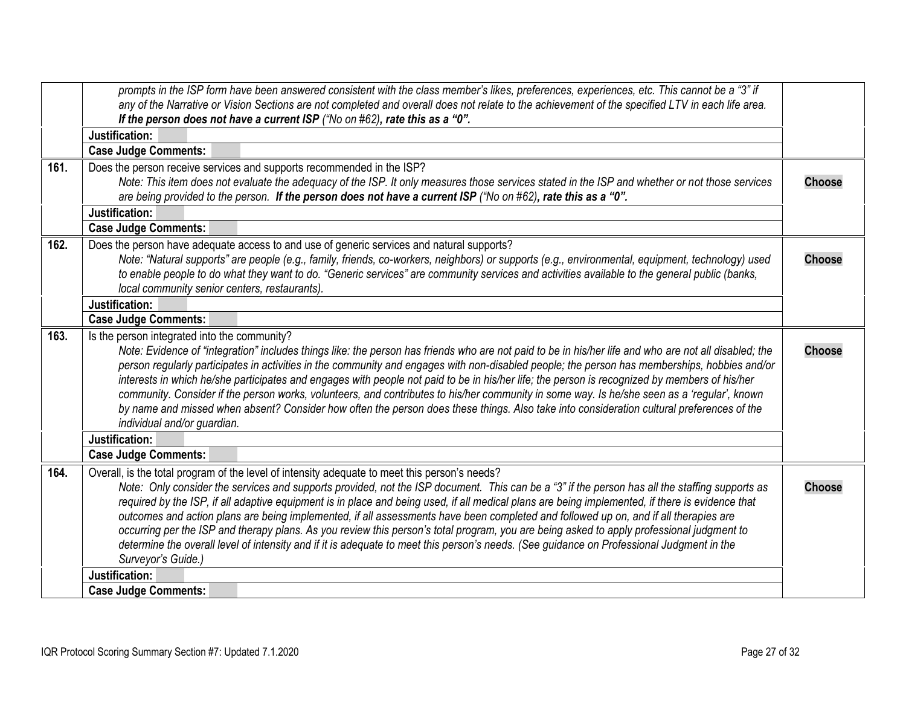| | | |
|---|---|---|
| | *prompts in the ISP form have been answered consistent with the class member's likes, preferences, experiences, etc. This cannot be a "3" if any of the Narrative or Vision Sections are not completed and overall does not relate to the achievement of the specified LTV in each life area.* ***If the person does not have a current ISP*** *("No on #62)****, rate this as a "0".*** | |
| | **Justification:** | |
| | **Case Judge Comments:** | |
| **161.** | Does the person receive services and supports recommended in the ISP?<br>*Note: This item does not evaluate the adequacy of the ISP. It only measures those services stated in the ISP and whether or not those services are being provided to the person.* ***If the person does not have a current ISP*** *("No on #62)****, rate this as a "0".*** | **Choose** |
| | **Justification:** | |
| | **Case Judge Comments:** | |
| **162.** | Does the person have adequate access to and use of generic services and natural supports?<br>*Note: "Natural supports" are people (e.g., family, friends, co-workers, neighbors) or supports (e.g., environmental, equipment, technology) used to enable people to do what they want to do. "Generic services" are community services and activities available to the general public (banks, local community senior centers, restaurants).* | **Choose** |
| | **Justification:** | |
| | **Case Judge Comments:** | |
| **163.** | Is the person integrated into the community?<br>*Note: Evidence of "integration" includes things like: the person has friends who are not paid to be in his/her life and who are not all disabled; the person regularly participates in activities in the community and engages with non-disabled people; the person has memberships, hobbies and/or interests in which he/she participates and engages with people not paid to be in his/her life; the person is recognized by members of his/her community. Consider if the person works, volunteers, and contributes to his/her community in some way. Is he/she seen as a 'regular', known by name and missed when absent? Consider how often the person does these things. Also take into consideration cultural preferences of the individual and/or guardian.* | **Choose** |
| | **Justification:** | |
| | **Case Judge Comments:** | |
| **164.** | Overall, is the total program of the level of intensity adequate to meet this person's needs?<br>*Note: Only consider the services and supports provided, not the ISP document. This can be a "3" if the person has all the staffing supports as required by the ISP, if all adaptive equipment is in place and being used, if all medical plans are being implemented, if there is evidence that outcomes and action plans are being implemented, if all assessments have been completed and followed up on, and if all therapies are occurring per the ISP and therapy plans. As you review this person's total program, you are being asked to apply professional judgment to determine the overall level of intensity and if it is adequate to meet this person's needs. (See guidance on Professional Judgment in the Surveyor's Guide.)* | **Choose** |
| | **Justification:** | |
| | **Case Judge Comments:** | |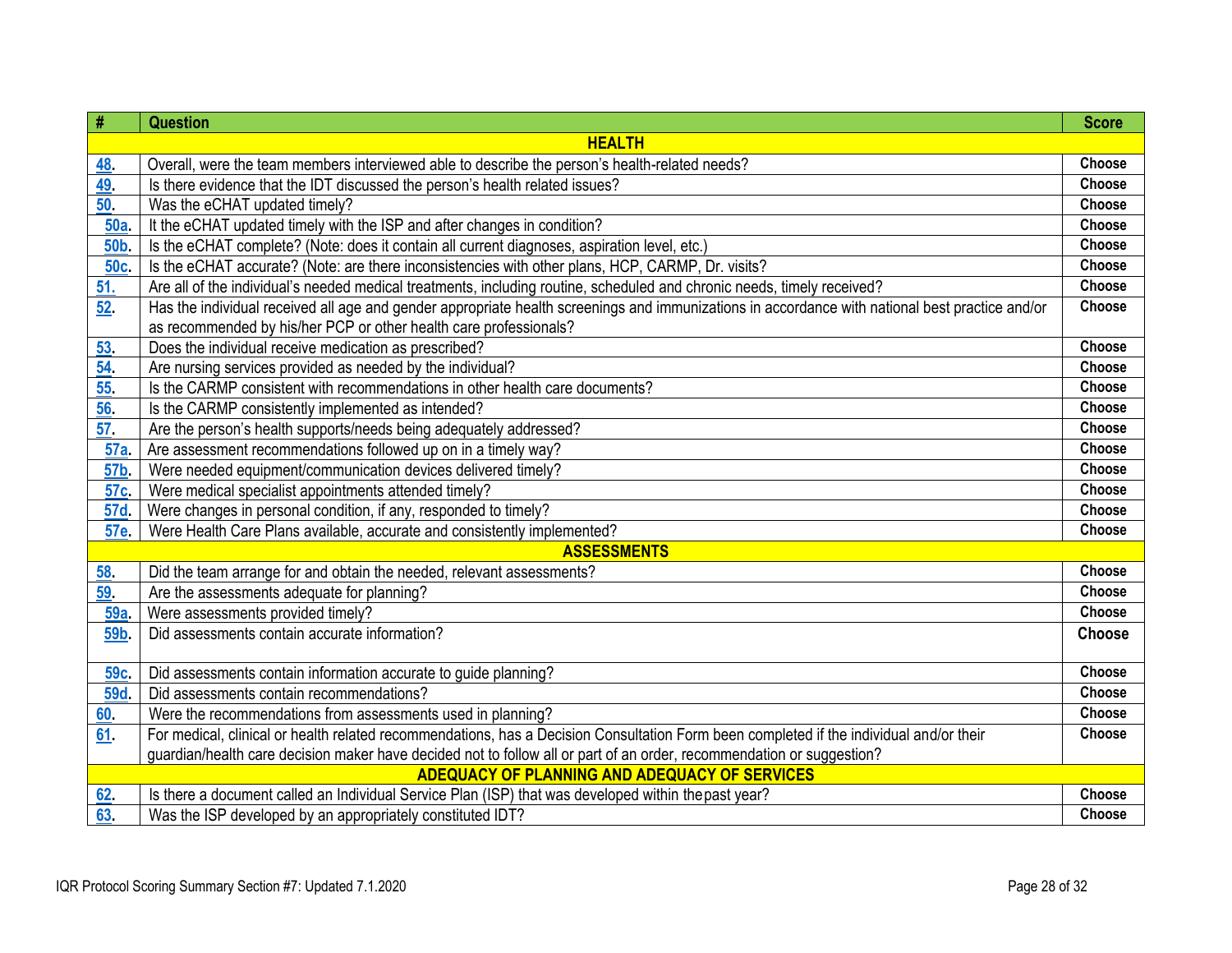| # | Question | Score |
|---|---|---|
| | **HEALTH** | |
| 48. | Overall, were the team members interviewed able to describe the person's health-related needs? | Choose |
| 49. | Is there evidence that the IDT discussed the person's health related issues? | Choose |
| 50. | Was the eCHAT updated timely? | Choose |
| 50a. | It the eCHAT updated timely with the ISP and after changes in condition? | Choose |
| 50b. | Is the eCHAT complete? (Note: does it contain all current diagnoses, aspiration level, etc.) | Choose |
| 50c. | Is the eCHAT accurate? (Note: are there inconsistencies with other plans, HCP, CARMP, Dr. visits? | Choose |
| 51. | Are all of the individual's needed medical treatments, including routine, scheduled and chronic needs, timely received? | Choose |
| 52. | Has the individual received all age and gender appropriate health screenings and immunizations in accordance with national best practice and/or as recommended by his/her PCP or other health care professionals? | Choose |
| 53. | Does the individual receive medication as prescribed? | Choose |
| 54. | Are nursing services provided as needed by the individual? | Choose |
| 55. | Is the CARMP consistent with recommendations in other health care documents? | Choose |
| 56. | Is the CARMP consistently implemented as intended? | Choose |
| 57. | Are the person's health supports/needs being adequately addressed? | Choose |
| 57a. | Are assessment recommendations followed up on in a timely way? | Choose |
| 57b. | Were needed equipment/communication devices delivered timely? | Choose |
| 57c. | Were medical specialist appointments attended timely? | Choose |
| 57d. | Were changes in personal condition, if any, responded to timely? | Choose |
| 57e. | Were Health Care Plans available, accurate and consistently implemented? | Choose |
| | **ASSESSMENTS** | |
| 58. | Did the team arrange for and obtain the needed, relevant assessments? | Choose |
| 59. | Are the assessments adequate for planning? | Choose |
| 59a. | Were assessments provided timely? | Choose |
| 59b. | Did assessments contain accurate information? | Choose |
| 59c. | Did assessments contain information accurate to guide planning? | Choose |
| 59d. | Did assessments contain recommendations? | Choose |
| 60. | Were the recommendations from assessments used in planning? | Choose |
| 61. | For medical, clinical or health related recommendations, has a Decision Consultation Form been completed if the individual and/or their guardian/health care decision maker have decided not to follow all or part of an order, recommendation or suggestion? | Choose |
| | **ADEQUACY OF PLANNING AND ADEQUACY OF SERVICES** | |
| 62. | Is there a document called an Individual Service Plan (ISP) that was developed within the past year? | Choose |
| 63. | Was the ISP developed by an appropriately constituted IDT? | Choose |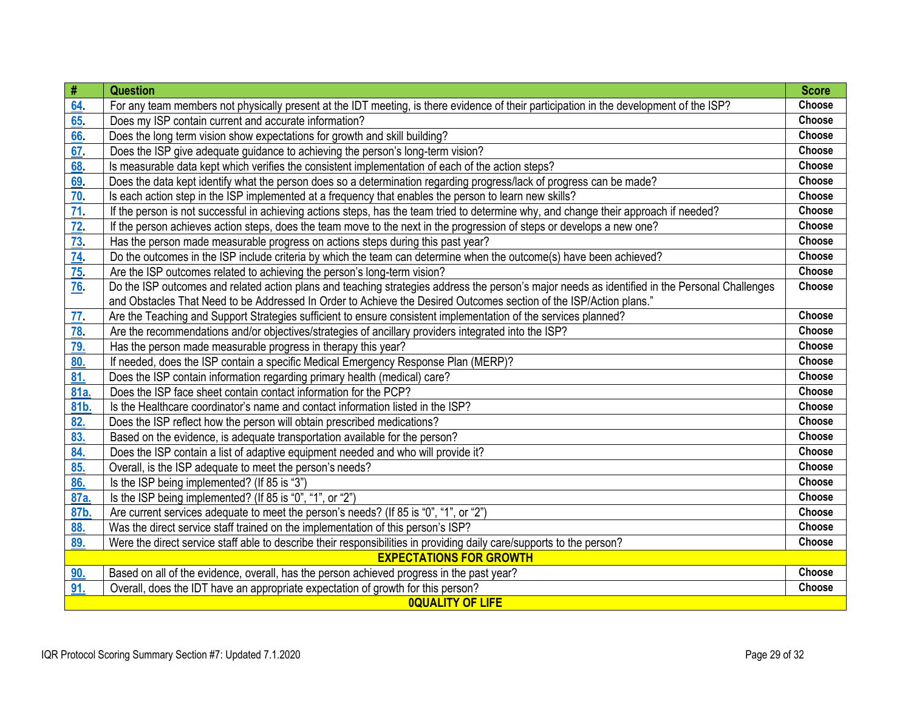| # | Question | Score |
|---|---|---|
| 64. | For any team members not physically present at the IDT meeting, is there evidence of their participation in the development of the ISP? | Choose |
| 65. | Does my ISP contain current and accurate information? | Choose |
| 66. | Does the long term vision show expectations for growth and skill building? | Choose |
| 67. | Does the ISP give adequate guidance to achieving the person's long-term vision? | Choose |
| 68. | Is measurable data kept which verifies the consistent implementation of each of the action steps? | Choose |
| 69. | Does the data kept identify what the person does so a determination regarding progress/lack of progress can be made? | Choose |
| 70. | Is each action step in the ISP implemented at a frequency that enables the person to learn new skills? | Choose |
| 71. | If the person is not successful in achieving actions steps, has the team tried to determine why, and change their approach if needed? | Choose |
| 72. | If the person achieves action steps, does the team move to the next in the progression of steps or develops a new one? | Choose |
| 73. | Has the person made measurable progress on actions steps during this past year? | Choose |
| 74. | Do the outcomes in the ISP include criteria by which the team can determine when the outcome(s) have been achieved? | Choose |
| 75. | Are the ISP outcomes related to achieving the person's long-term vision? | Choose |
| 76. | Do the ISP outcomes and related action plans and teaching strategies address the person's major needs as identified in the Personal Challenges and Obstacles That Need to be Addressed In Order to Achieve the Desired Outcomes section of the ISP/Action plans." | Choose |
| 77. | Are the Teaching and Support Strategies sufficient to ensure consistent implementation of the services planned? | Choose |
| 78. | Are the recommendations and/or objectives/strategies of ancillary providers integrated into the ISP? | Choose |
| 79. | Has the person made measurable progress in therapy this year? | Choose |
| 80. | If needed, does the ISP contain a specific Medical Emergency Response Plan (MERP)? | Choose |
| 81. | Does the ISP contain information regarding primary health (medical) care? | Choose |
| 81a. | Does the ISP face sheet contain contact information for the PCP? | Choose |
| 81b. | Is the Healthcare coordinator's name and contact information listed in the ISP? | Choose |
| 82. | Does the ISP reflect how the person will obtain prescribed medications? | Choose |
| 83. | Based on the evidence, is adequate transportation available for the person? | Choose |
| 84. | Does the ISP contain a list of adaptive equipment needed and who will provide it? | Choose |
| 85. | Overall, is the ISP adequate to meet the person's needs? | Choose |
| 86. | Is the ISP being implemented? (If 85 is "3") | Choose |
| 87a. | Is the ISP being implemented? (If 85 is "0", "1", or "2") | Choose |
| 87b. | Are current services adequate to meet the person's needs? (If 85 is "0", "1", or "2") | Choose |
| 88. | Was the direct service staff trained on the implementation of this person's ISP? | Choose |
| 89. | Were the direct service staff able to describe their responsibilities in providing daily care/supports to the person? | Choose |
| | **EXPECTATIONS FOR GROWTH** | |
| 90. | Based on all of the evidence, overall, has the person achieved progress in the past year? | Choose |
| 91. | Overall, does the IDT have an appropriate expectation of growth for this person? | Choose |
| | **0QUALITY OF LIFE** | |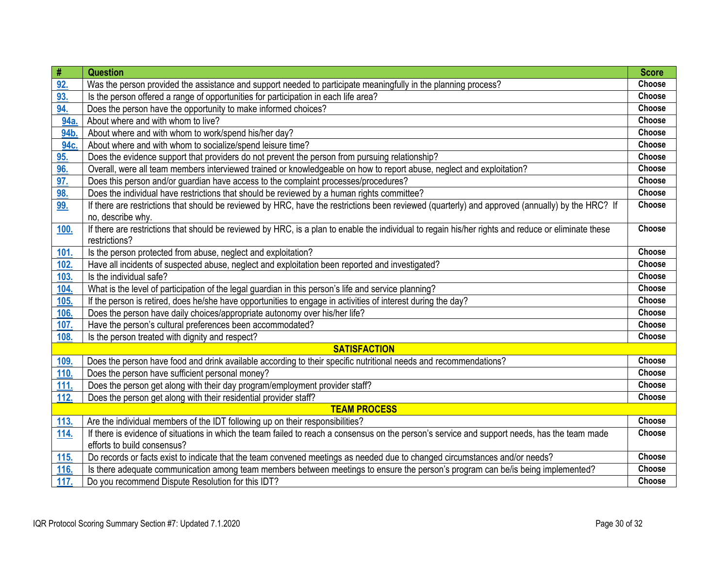| # | Question | Score |
|---|---|---|
| 92. | Was the person provided the assistance and support needed to participate meaningfully in the planning process? | Choose |
| 93. | Is the person offered a range of opportunities for participation in each life area? | Choose |
| 94. | Does the person have the opportunity to make informed choices? | Choose |
| 94a. | About where and with whom to live? | Choose |
| 94b. | About where and with whom to work/spend his/her day? | Choose |
| 94c. | About where and with whom to socialize/spend leisure time? | Choose |
| 95. | Does the evidence support that providers do not prevent the person from pursuing relationship? | Choose |
| 96. | Overall, were all team members interviewed trained or knowledgeable on how to report abuse, neglect and exploitation? | Choose |
| 97. | Does this person and/or guardian have access to the complaint processes/procedures? | Choose |
| 98. | Does the individual have restrictions that should be reviewed by a human rights committee? | Choose |
| 99. | If there are restrictions that should be reviewed by HRC, have the restrictions been reviewed (quarterly) and approved (annually) by the HRC? If no, describe why. | Choose |
| 100. | If there are restrictions that should be reviewed by HRC, is a plan to enable the individual to regain his/her rights and reduce or eliminate these restrictions? | Choose |
| 101. | Is the person protected from abuse, neglect and exploitation? | Choose |
| 102. | Have all incidents of suspected abuse, neglect and exploitation been reported and investigated? | Choose |
| 103. | Is the individual safe? | Choose |
| 104. | What is the level of participation of the legal guardian in this person's life and service planning? | Choose |
| 105. | If the person is retired, does he/she have opportunities to engage in activities of interest during the day? | Choose |
| 106. | Does the person have daily choices/appropriate autonomy over his/her life? | Choose |
| 107. | Have the person's cultural preferences been accommodated? | Choose |
| 108. | Is the person treated with dignity and respect? | Choose |
| | **SATISFACTION** | |
| 109. | Does the person have food and drink available according to their specific nutritional needs and recommendations? | Choose |
| 110. | Does the person have sufficient personal money? | Choose |
| 111. | Does the person get along with their day program/employment provider staff? | Choose |
| 112. | Does the person get along with their residential provider staff? | Choose |
| | **TEAM PROCESS** | |
| 113. | Are the individual members of the IDT following up on their responsibilities? | Choose |
| 114. | If there is evidence of situations in which the team failed to reach a consensus on the person's service and support needs, has the team made efforts to build consensus? | Choose |
| 115. | Do records or facts exist to indicate that the team convened meetings as needed due to changed circumstances and/or needs? | Choose |
| 116. | Is there adequate communication among team members between meetings to ensure the person's program can be/is being implemented? | Choose |
| 117. | Do you recommend Dispute Resolution for this IDT? | Choose |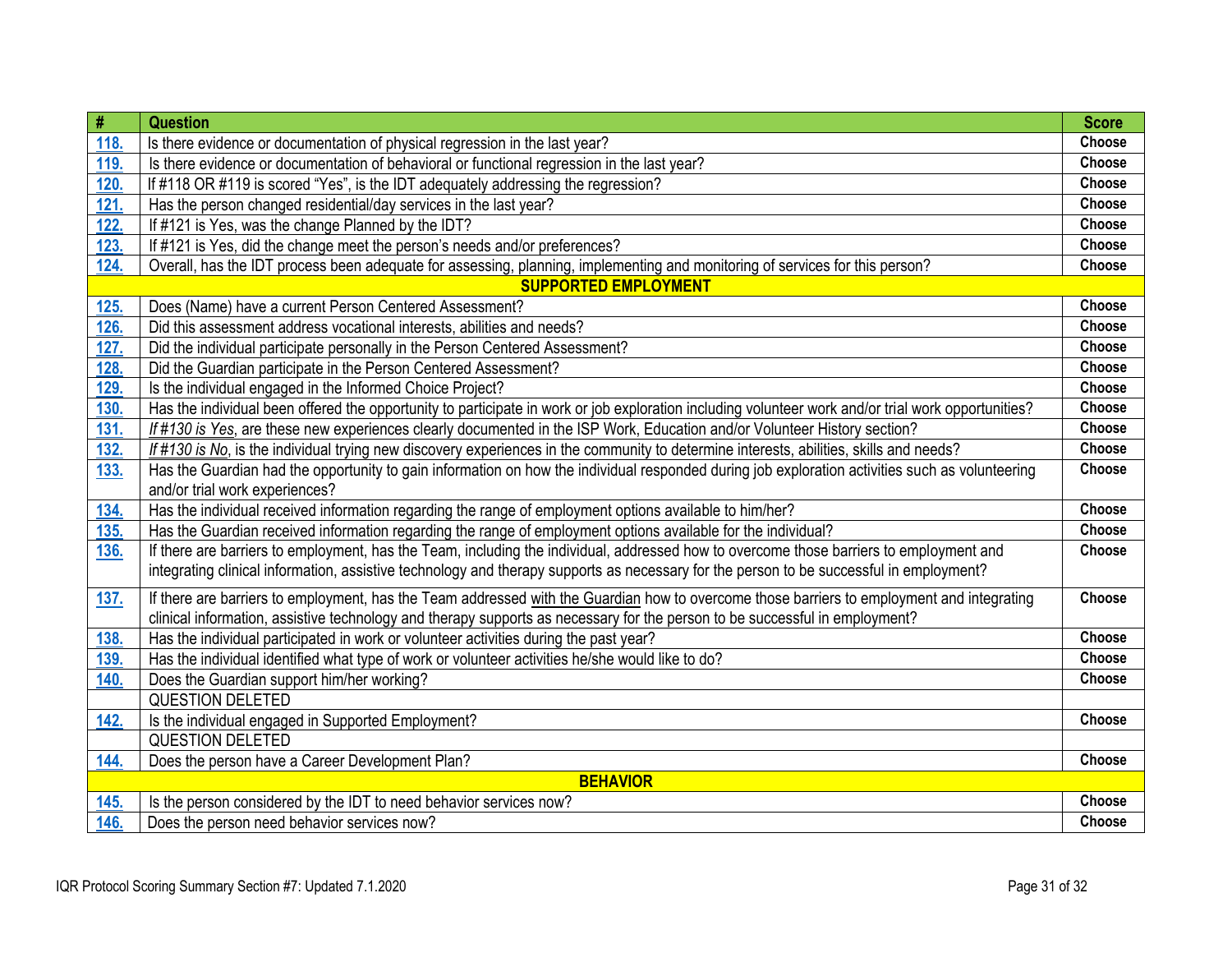| # | Question | Score |
|---|---|---|
| 118. | Is there evidence or documentation of physical regression in the last year? | Choose |
| 119. | Is there evidence or documentation of behavioral or functional regression in the last year? | Choose |
| 120. | If #118 OR #119 is scored "Yes", is the IDT adequately addressing the regression? | Choose |
| 121. | Has the person changed residential/day services in the last year? | Choose |
| 122. | If #121 is Yes, was the change Planned by the IDT? | Choose |
| 123. | If #121 is Yes, did the change meet the person's needs and/or preferences? | Choose |
| 124. | Overall, has the IDT process been adequate for assessing, planning, implementing and monitoring of services for this person? | Choose |
| | **SUPPORTED EMPLOYMENT** | |
| 125. | Does (Name) have a current Person Centered Assessment? | Choose |
| 126. | Did this assessment address vocational interests, abilities and needs? | Choose |
| 127. | Did the individual participate personally in the Person Centered Assessment? | Choose |
| 128. | Did the Guardian participate in the Person Centered Assessment? | Choose |
| 129. | Is the individual engaged in the Informed Choice Project? | Choose |
| 130. | Has the individual been offered the opportunity to participate in work or job exploration including volunteer work and/or trial work opportunities? | Choose |
| 131. | *If #130 is Yes*, are these new experiences clearly documented in the ISP Work, Education and/or Volunteer History section? | Choose |
| 132. | *If #130 is No*, is the individual trying new discovery experiences in the community to determine interests, abilities, skills and needs? | Choose |
| 133. | Has the Guardian had the opportunity to gain information on how the individual responded during job exploration activities such as volunteering and/or trial work experiences? | Choose |
| 134. | Has the individual received information regarding the range of employment options available to him/her? | Choose |
| 135. | Has the Guardian received information regarding the range of employment options available for the individual? | Choose |
| 136. | If there are barriers to employment, has the Team, including the individual, addressed how to overcome those barriers to employment and integrating clinical information, assistive technology and therapy supports as necessary for the person to be successful in employment? | Choose |
| 137. | If there are barriers to employment, has the Team addressed with the Guardian how to overcome those barriers to employment and integrating clinical information, assistive technology and therapy supports as necessary for the person to be successful in employment? | Choose |
| 138. | Has the individual participated in work or volunteer activities during the past year? | Choose |
| 139. | Has the individual identified what type of work or volunteer activities he/she would like to do? | Choose |
| 140. | Does the Guardian support him/her working? | Choose |
| | QUESTION DELETED | |
| 142. | Is the individual engaged in Supported Employment? | Choose |
| | QUESTION DELETED | |
| 144. | Does the person have a Career Development Plan? | Choose |
| | **BEHAVIOR** | |
| 145. | Is the person considered by the IDT to need behavior services now? | Choose |
| 146. | Does the person need behavior services now? | Choose |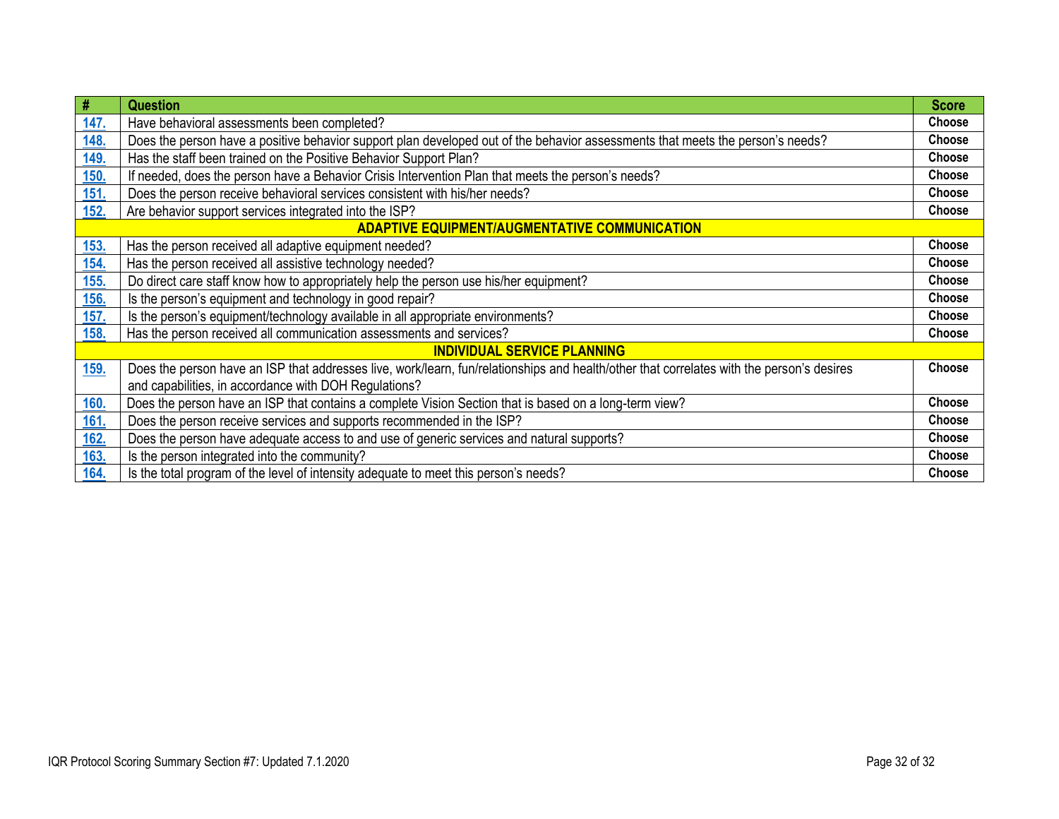| # | Question | Score |
|---|---|---|
| 147. | Have behavioral assessments been completed? | Choose |
| 148. | Does the person have a positive behavior support plan developed out of the behavior assessments that meets the person's needs? | Choose |
| 149. | Has the staff been trained on the Positive Behavior Support Plan? | Choose |
| 150. | If needed, does the person have a Behavior Crisis Intervention Plan that meets the person's needs? | Choose |
| 151. | Does the person receive behavioral services consistent with his/her needs? | Choose |
| 152. | Are behavior support services integrated into the ISP? | Choose |
| | **ADAPTIVE EQUIPMENT/AUGMENTATIVE COMMUNICATION** | |
| 153. | Has the person received all adaptive equipment needed? | Choose |
| 154. | Has the person received all assistive technology needed? | Choose |
| 155. | Do direct care staff know how to appropriately help the person use his/her equipment? | Choose |
| 156. | Is the person's equipment and technology in good repair? | Choose |
| 157. | Is the person's equipment/technology available in all appropriate environments? | Choose |
| 158. | Has the person received all communication assessments and services? | Choose |
| | **INDIVIDUAL SERVICE PLANNING** | |
| 159. | Does the person have an ISP that addresses live, work/learn, fun/relationships and health/other that correlates with the person's desires and capabilities, in accordance with DOH Regulations? | Choose |
| 160. | Does the person have an ISP that contains a complete Vision Section that is based on a long-term view? | Choose |
| 161. | Does the person receive services and supports recommended in the ISP? | Choose |
| 162. | Does the person have adequate access to and use of generic services and natural supports? | Choose |
| 163. | Is the person integrated into the community? | Choose |
| 164. | Is the total program of the level of intensity adequate to meet this person's needs? | Choose |